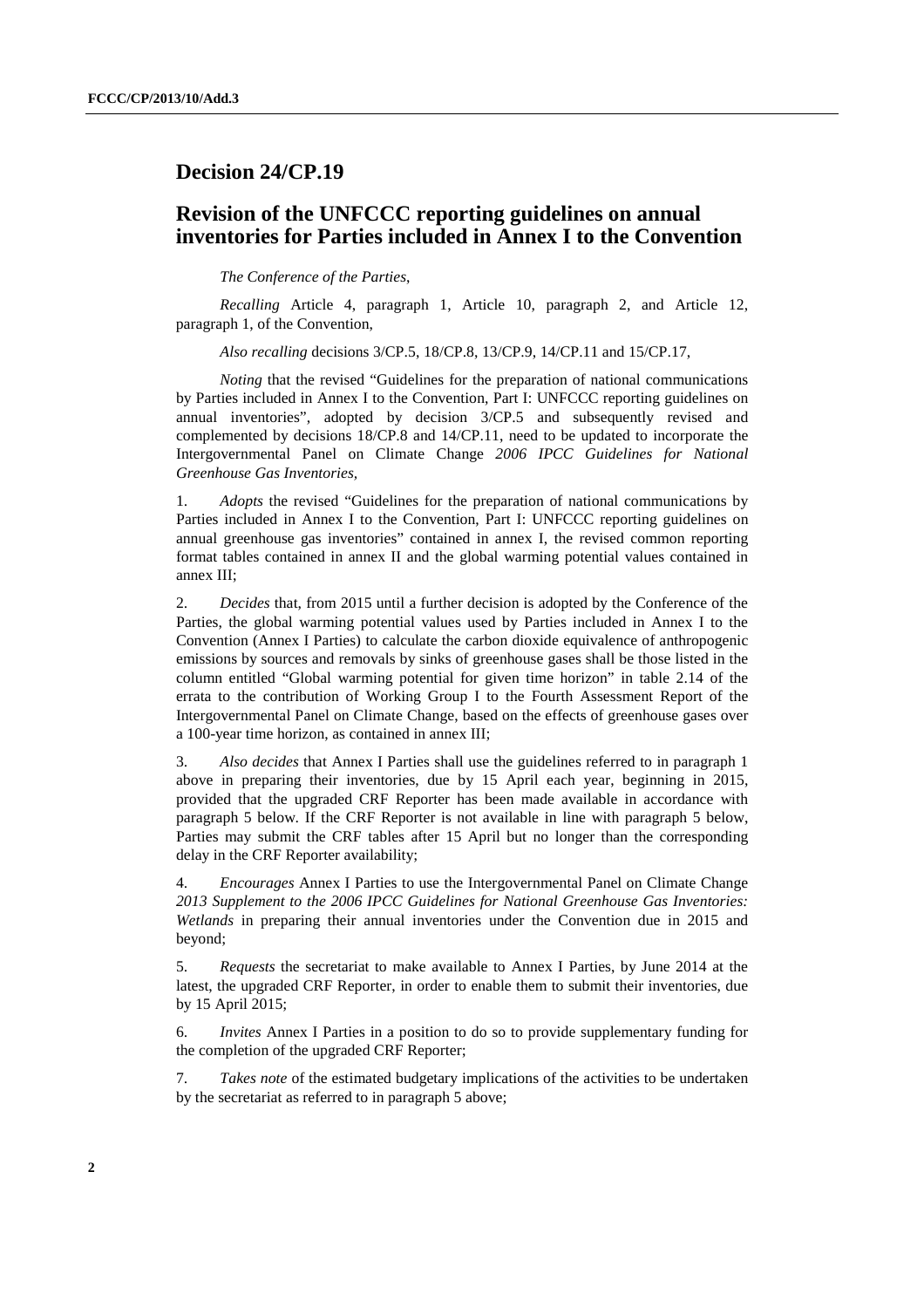# Decision 24/CP.19

## Revision of the UNFCCC reporting guidelines on annual inventories for Parties included in Annex I to the Convention

*The Conference of the Parties*,

*Recalling* Article 4, paragraph 1, Article 10, paragraph 2, and Article 12, paragraph 1, of the Convention,

*Also recalling* decisions 3/CP.5, 18/CP.8, 13/CP.9, 14/CP.11 and 15/CP.17,

*Noting* that the revised "Guidelines for the preparation of national communications by Parties included in Annex I to the Convention, Part I: UNFCCC reporting guidelines on annual inventories", adopted by decision 3/CP.5 and subsequently revised and complemented by decisions 18/CP.8 and 14/CP.11, need to be updated to incorporate the Intergovernmental Panel on Climate Change *2006 IPCC Guidelines for National Greenhouse Gas Inventories*,

1. *Adopts* the revised "Guidelines for the preparation of national communications by Parties included in Annex I to the Convention, Part I: UNFCCC reporting guidelines on annual greenhouse gas inventories" contained in annex I, the revised common reporting format tables contained in annex II and the global warming potential values contained in annex III;

2. *Decides* that, from 2015 until a further decision is adopted by the Conference of the Parties, the global warming potential values used by Parties included in Annex I to the Convention (Annex I Parties) to calculate the carbon dioxide equivalence of anthropogenic emissions by sources and removals by sinks of greenhouse gases shall be those listed in the column entitled "Global warming potential for given time horizon" in table 2.14 of the errata to the contribution of Working Group I to the Fourth Assessment Report of the Intergovernmental Panel on Climate Change, based on the effects of greenhouse gases over a 100-year time horizon, as contained in annex III;

3. *Also decides* that Annex I Parties shall use the guidelines referred to in paragraph 1 above in preparing their inventories, due by 15 April each year, beginning in 2015, provided that the upgraded CRF Reporter has been made available in accordance with paragraph 5 below. If the CRF Reporter is not available in line with paragraph 5 below, Parties may submit the CRF tables after 15 April but no longer than the corresponding delay in the CRF Reporter availability;

4. *Encourages* Annex I Parties to use the Intergovernmental Panel on Climate Change *2013 Supplement to the 2006 IPCC Guidelines for National Greenhouse Gas Inventories: Wetlands* in preparing their annual inventories under the Convention due in 2015 and beyond;

5. *Requests* the secretariat to make available to Annex I Parties, by June 2014 at the latest, the upgraded CRF Reporter, in order to enable them to submit their inventories, due by 15 April 2015;

6. *Invites* Annex I Parties in a position to do so to provide supplementary funding for the completion of the upgraded CRF Reporter;

7. *Takes note* of the estimated budgetary implications of the activities to be undertaken by the secretariat as referred to in paragraph 5 above;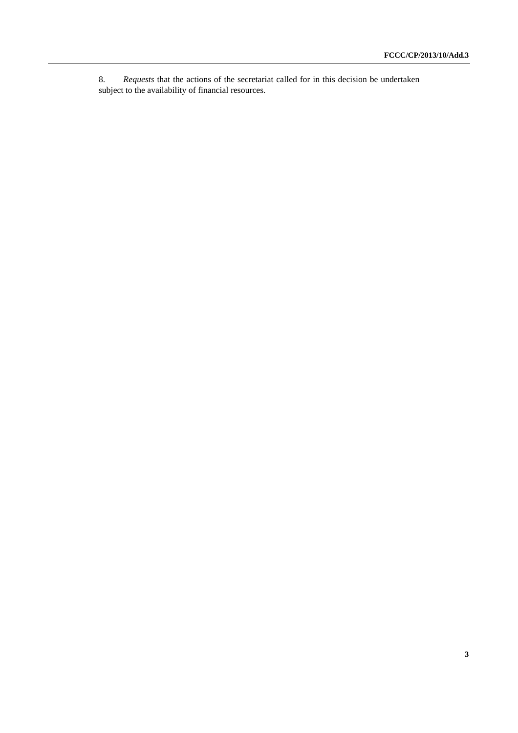8. *Requests* that the actions of the secretariat called for in this decision be undertaken subject to the availability of financial resources.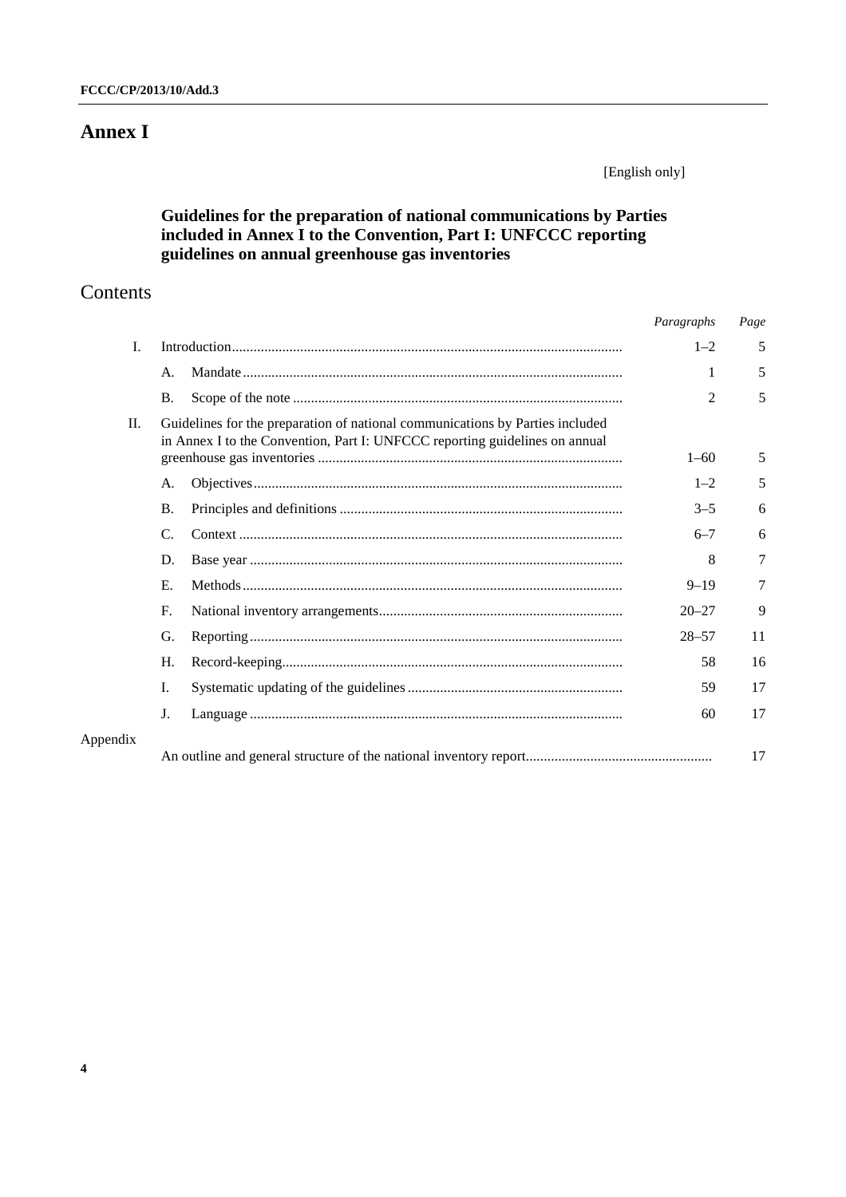# Annex I

[English only]

## Guidelines for the preparation of national communications by Parties included in Annex I to the Convention, Part I: UNFCCC reporting guidelines on annual greenhouse gas inventories

## Contents

| | | | *Paragraphs* | *Page* |
|---|---|---|---|---|
| I. | Introduction | | 1–2 | 5 |
| | A. | Mandate | 1 | 5 |
| | B. | Scope of the note | 2 | 5 |
| II. | Guidelines for the preparation of national communications by Parties included in Annex I to the Convention, Part I: UNFCCC reporting guidelines on annual greenhouse gas inventories | | 1–60 | 5 |
| | A. | Objectives | 1–2 | 5 |
| | B. | Principles and definitions | 3–5 | 6 |
| | C. | Context | 6–7 | 6 |
| | D. | Base year | 8 | 7 |
| | E. | Methods | 9–19 | 7 |
| | F. | National inventory arrangements | 20–27 | 9 |
| | G. | Reporting | 28–57 | 11 |
| | H. | Record-keeping | 58 | 16 |
| | I. | Systematic updating of the guidelines | 59 | 17 |
| | J. | Language | 60 | 17 |
| Appendix | An outline and general structure of the national inventory report | | | 17 |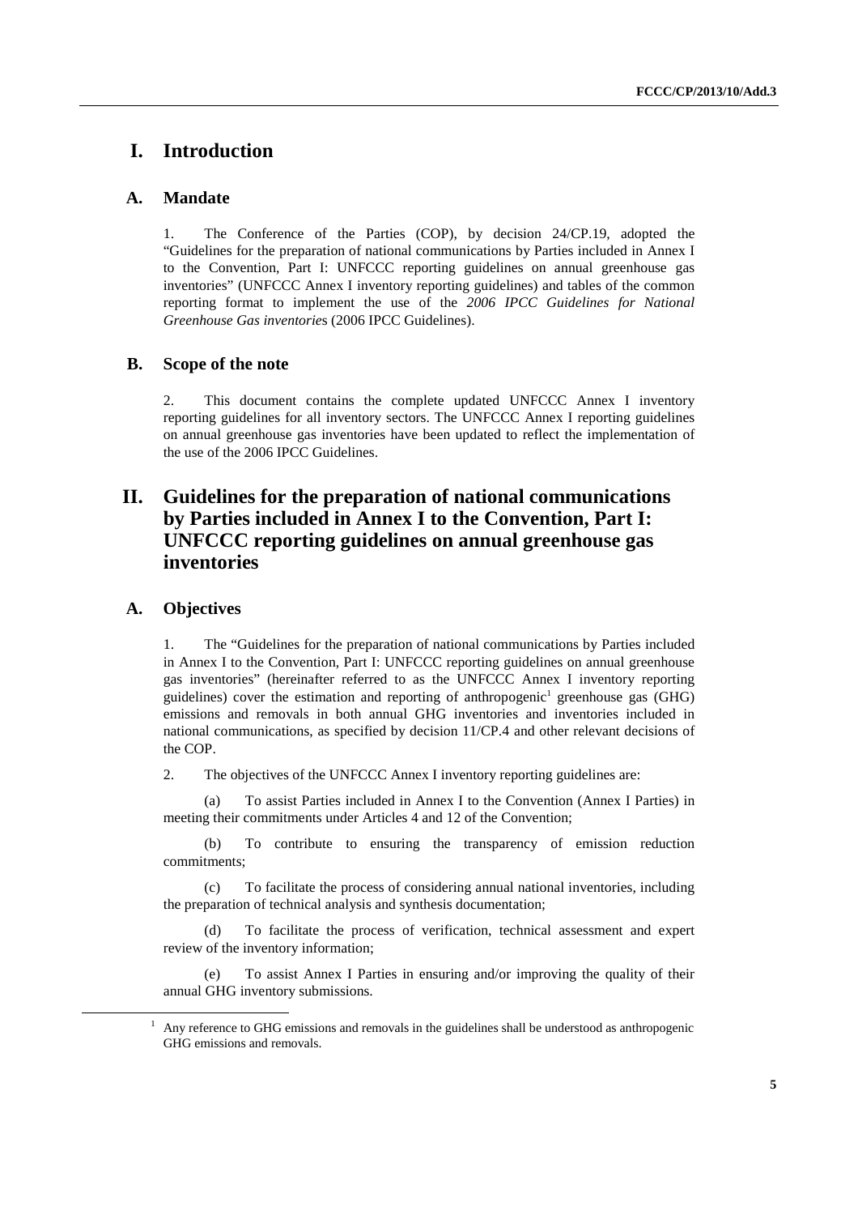# I. Introduction

## A. Mandate

1. The Conference of the Parties (COP), by decision 24/CP.19, adopted the "Guidelines for the preparation of national communications by Parties included in Annex I to the Convention, Part I: UNFCCC reporting guidelines on annual greenhouse gas inventories" (UNFCCC Annex I inventory reporting guidelines) and tables of the common reporting format to implement the use of the *2006 IPCC Guidelines for National Greenhouse Gas inventories* (2006 IPCC Guidelines).

## B. Scope of the note

2. This document contains the complete updated UNFCCC Annex I inventory reporting guidelines for all inventory sectors. The UNFCCC Annex I reporting guidelines on annual greenhouse gas inventories have been updated to reflect the implementation of the use of the 2006 IPCC Guidelines.

# II. Guidelines for the preparation of national communications by Parties included in Annex I to the Convention, Part I: UNFCCC reporting guidelines on annual greenhouse gas inventories

## A. Objectives

1. The "Guidelines for the preparation of national communications by Parties included in Annex I to the Convention, Part I: UNFCCC reporting guidelines on annual greenhouse gas inventories" (hereinafter referred to as the UNFCCC Annex I inventory reporting guidelines) cover the estimation and reporting of anthropogenic[1] greenhouse gas (GHG) emissions and removals in both annual GHG inventories and inventories included in national communications, as specified by decision 11/CP.4 and other relevant decisions of the COP.

2. The objectives of the UNFCCC Annex I inventory reporting guidelines are:

(a) To assist Parties included in Annex I to the Convention (Annex I Parties) in meeting their commitments under Articles 4 and 12 of the Convention;

(b) To contribute to ensuring the transparency of emission reduction commitments;

(c) To facilitate the process of considering annual national inventories, including the preparation of technical analysis and synthesis documentation;

(d) To facilitate the process of verification, technical assessment and expert review of the inventory information;

(e) To assist Annex I Parties in ensuring and/or improving the quality of their annual GHG inventory submissions.

---

[1] Any reference to GHG emissions and removals in the guidelines shall be understood as anthropogenic GHG emissions and removals.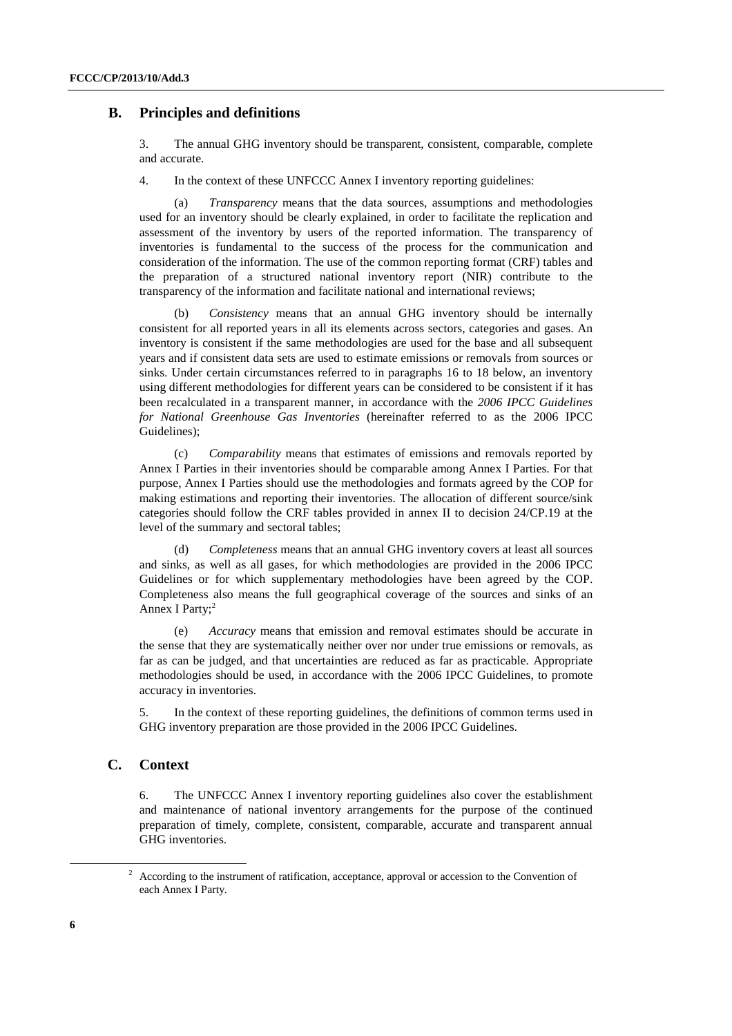## B. Principles and definitions

3. The annual GHG inventory should be transparent, consistent, comparable, complete and accurate.

4. In the context of these UNFCCC Annex I inventory reporting guidelines:

(a) *Transparency* means that the data sources, assumptions and methodologies used for an inventory should be clearly explained, in order to facilitate the replication and assessment of the inventory by users of the reported information. The transparency of inventories is fundamental to the success of the process for the communication and consideration of the information. The use of the common reporting format (CRF) tables and the preparation of a structured national inventory report (NIR) contribute to the transparency of the information and facilitate national and international reviews;

(b) *Consistency* means that an annual GHG inventory should be internally consistent for all reported years in all its elements across sectors, categories and gases. An inventory is consistent if the same methodologies are used for the base and all subsequent years and if consistent data sets are used to estimate emissions or removals from sources or sinks. Under certain circumstances referred to in paragraphs 16 to 18 below, an inventory using different methodologies for different years can be considered to be consistent if it has been recalculated in a transparent manner, in accordance with the *2006 IPCC Guidelines for National Greenhouse Gas Inventories* (hereinafter referred to as the 2006 IPCC Guidelines);

(c) *Comparability* means that estimates of emissions and removals reported by Annex I Parties in their inventories should be comparable among Annex I Parties. For that purpose, Annex I Parties should use the methodologies and formats agreed by the COP for making estimations and reporting their inventories. The allocation of different source/sink categories should follow the CRF tables provided in annex II to decision 24/CP.19 at the level of the summary and sectoral tables;

(d) *Completeness* means that an annual GHG inventory covers at least all sources and sinks, as well as all gases, for which methodologies are provided in the 2006 IPCC Guidelines or for which supplementary methodologies have been agreed by the COP. Completeness also means the full geographical coverage of the sources and sinks of an Annex I Party;[2]

(e) *Accuracy* means that emission and removal estimates should be accurate in the sense that they are systematically neither over nor under true emissions or removals, as far as can be judged, and that uncertainties are reduced as far as practicable. Appropriate methodologies should be used, in accordance with the 2006 IPCC Guidelines, to promote accuracy in inventories.

5. In the context of these reporting guidelines, the definitions of common terms used in GHG inventory preparation are those provided in the 2006 IPCC Guidelines.

## C. Context

6. The UNFCCC Annex I inventory reporting guidelines also cover the establishment and maintenance of national inventory arrangements for the purpose of the continued preparation of timely, complete, consistent, comparable, accurate and transparent annual GHG inventories.

[2] According to the instrument of ratification, acceptance, approval or accession to the Convention of each Annex I Party.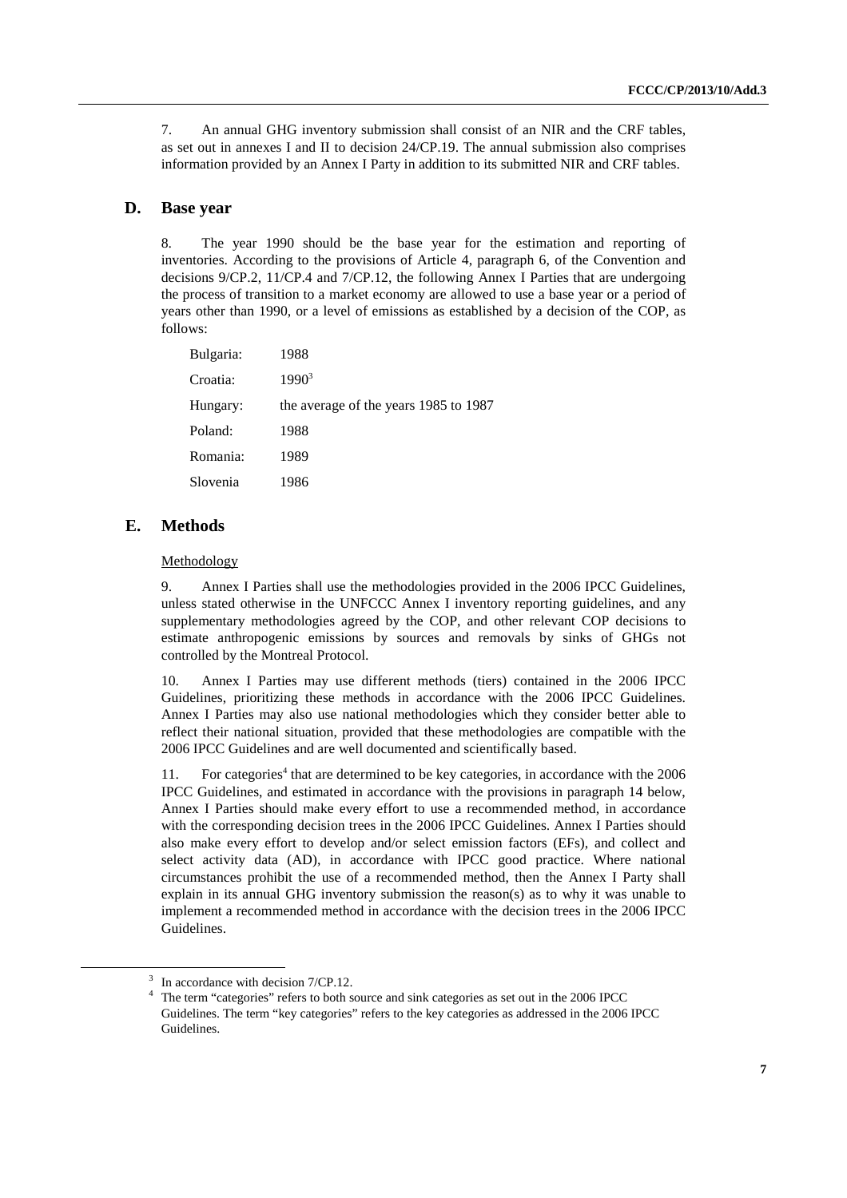7. An annual GHG inventory submission shall consist of an NIR and the CRF tables, as set out in annexes I and II to decision 24/CP.19. The annual submission also comprises information provided by an Annex I Party in addition to its submitted NIR and CRF tables.

## D. Base year

8. The year 1990 should be the base year for the estimation and reporting of inventories. According to the provisions of Article 4, paragraph 6, of the Convention and decisions 9/CP.2, 11/CP.4 and 7/CP.12, the following Annex I Parties that are undergoing the process of transition to a market economy are allowed to use a base year or a period of years other than 1990, or a level of emissions as established by a decision of the COP, as follows:

| | |
|---|---|
| Bulgaria: | 1988 |
| Croatia: | 1990[3] |
| Hungary: | the average of the years 1985 to 1987 |
| Poland: | 1988 |
| Romania: | 1989 |
| Slovenia | 1986 |

## E. Methods

Methodology

9. Annex I Parties shall use the methodologies provided in the 2006 IPCC Guidelines, unless stated otherwise in the UNFCCC Annex I inventory reporting guidelines, and any supplementary methodologies agreed by the COP, and other relevant COP decisions to estimate anthropogenic emissions by sources and removals by sinks of GHGs not controlled by the Montreal Protocol.

10. Annex I Parties may use different methods (tiers) contained in the 2006 IPCC Guidelines, prioritizing these methods in accordance with the 2006 IPCC Guidelines. Annex I Parties may also use national methodologies which they consider better able to reflect their national situation, provided that these methodologies are compatible with the 2006 IPCC Guidelines and are well documented and scientifically based.

11. For categories[4] that are determined to be key categories, in accordance with the 2006 IPCC Guidelines, and estimated in accordance with the provisions in paragraph 14 below, Annex I Parties should make every effort to use a recommended method, in accordance with the corresponding decision trees in the 2006 IPCC Guidelines. Annex I Parties should also make every effort to develop and/or select emission factors (EFs), and collect and select activity data (AD), in accordance with IPCC good practice. Where national circumstances prohibit the use of a recommended method, then the Annex I Party shall explain in its annual GHG inventory submission the reason(s) as to why it was unable to implement a recommended method in accordance with the decision trees in the 2006 IPCC Guidelines.

[3] In accordance with decision 7/CP.12.

[4] The term "categories" refers to both source and sink categories as set out in the 2006 IPCC Guidelines. The term "key categories" refers to the key categories as addressed in the 2006 IPCC Guidelines.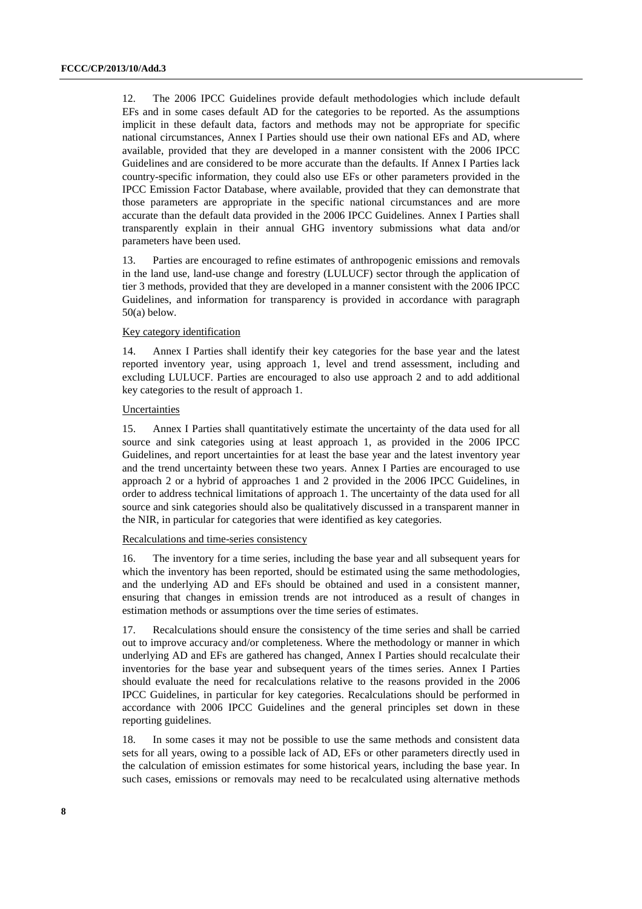12. The 2006 IPCC Guidelines provide default methodologies which include default EFs and in some cases default AD for the categories to be reported. As the assumptions implicit in these default data, factors and methods may not be appropriate for specific national circumstances, Annex I Parties should use their own national EFs and AD, where available, provided that they are developed in a manner consistent with the 2006 IPCC Guidelines and are considered to be more accurate than the defaults. If Annex I Parties lack country-specific information, they could also use EFs or other parameters provided in the IPCC Emission Factor Database, where available, provided that they can demonstrate that those parameters are appropriate in the specific national circumstances and are more accurate than the default data provided in the 2006 IPCC Guidelines. Annex I Parties shall transparently explain in their annual GHG inventory submissions what data and/or parameters have been used.

13. Parties are encouraged to refine estimates of anthropogenic emissions and removals in the land use, land-use change and forestry (LULUCF) sector through the application of tier 3 methods, provided that they are developed in a manner consistent with the 2006 IPCC Guidelines, and information for transparency is provided in accordance with paragraph 50(a) below.

Key category identification

14. Annex I Parties shall identify their key categories for the base year and the latest reported inventory year, using approach 1, level and trend assessment, including and excluding LULUCF. Parties are encouraged to also use approach 2 and to add additional key categories to the result of approach 1.

Uncertainties

15. Annex I Parties shall quantitatively estimate the uncertainty of the data used for all source and sink categories using at least approach 1, as provided in the 2006 IPCC Guidelines, and report uncertainties for at least the base year and the latest inventory year and the trend uncertainty between these two years. Annex I Parties are encouraged to use approach 2 or a hybrid of approaches 1 and 2 provided in the 2006 IPCC Guidelines, in order to address technical limitations of approach 1. The uncertainty of the data used for all source and sink categories should also be qualitatively discussed in a transparent manner in the NIR, in particular for categories that were identified as key categories.

Recalculations and time-series consistency

16. The inventory for a time series, including the base year and all subsequent years for which the inventory has been reported, should be estimated using the same methodologies, and the underlying AD and EFs should be obtained and used in a consistent manner, ensuring that changes in emission trends are not introduced as a result of changes in estimation methods or assumptions over the time series of estimates.

17. Recalculations should ensure the consistency of the time series and shall be carried out to improve accuracy and/or completeness. Where the methodology or manner in which underlying AD and EFs are gathered has changed, Annex I Parties should recalculate their inventories for the base year and subsequent years of the times series. Annex I Parties should evaluate the need for recalculations relative to the reasons provided in the 2006 IPCC Guidelines, in particular for key categories. Recalculations should be performed in accordance with 2006 IPCC Guidelines and the general principles set down in these reporting guidelines.

18. In some cases it may not be possible to use the same methods and consistent data sets for all years, owing to a possible lack of AD, EFs or other parameters directly used in the calculation of emission estimates for some historical years, including the base year. In such cases, emissions or removals may need to be recalculated using alternative methods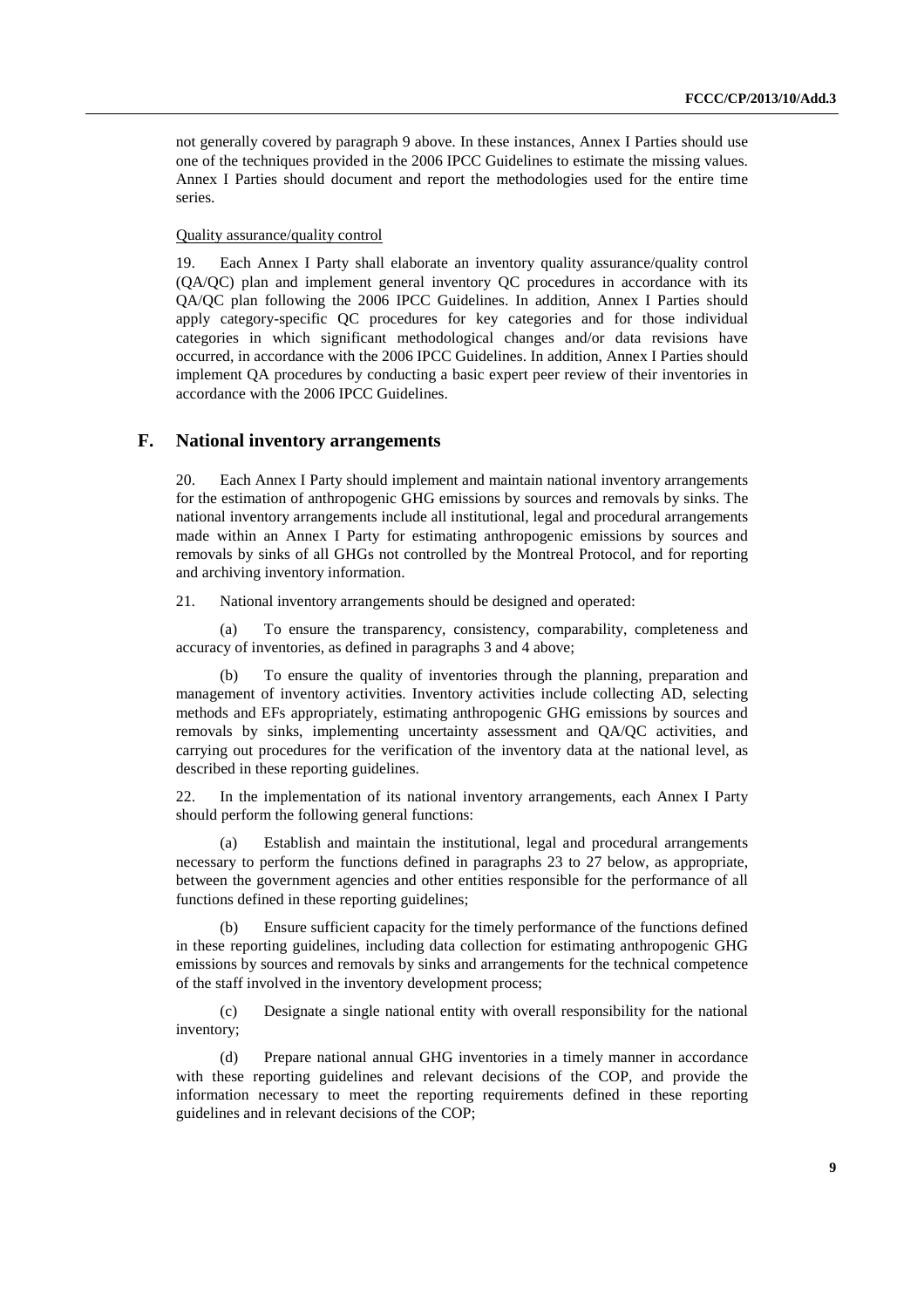not generally covered by paragraph 9 above. In these instances, Annex I Parties should use one of the techniques provided in the 2006 IPCC Guidelines to estimate the missing values. Annex I Parties should document and report the methodologies used for the entire time series.

Quality assurance/quality control

19. Each Annex I Party shall elaborate an inventory quality assurance/quality control (QA/QC) plan and implement general inventory QC procedures in accordance with its QA/QC plan following the 2006 IPCC Guidelines. In addition, Annex I Parties should apply category-specific QC procedures for key categories and for those individual categories in which significant methodological changes and/or data revisions have occurred, in accordance with the 2006 IPCC Guidelines. In addition, Annex I Parties should implement QA procedures by conducting a basic expert peer review of their inventories in accordance with the 2006 IPCC Guidelines.

## F. National inventory arrangements

20. Each Annex I Party should implement and maintain national inventory arrangements for the estimation of anthropogenic GHG emissions by sources and removals by sinks. The national inventory arrangements include all institutional, legal and procedural arrangements made within an Annex I Party for estimating anthropogenic emissions by sources and removals by sinks of all GHGs not controlled by the Montreal Protocol, and for reporting and archiving inventory information.

21. National inventory arrangements should be designed and operated:

(a) To ensure the transparency, consistency, comparability, completeness and accuracy of inventories, as defined in paragraphs 3 and 4 above;

(b) To ensure the quality of inventories through the planning, preparation and management of inventory activities. Inventory activities include collecting AD, selecting methods and EFs appropriately, estimating anthropogenic GHG emissions by sources and removals by sinks, implementing uncertainty assessment and QA/QC activities, and carrying out procedures for the verification of the inventory data at the national level, as described in these reporting guidelines.

22. In the implementation of its national inventory arrangements, each Annex I Party should perform the following general functions:

(a) Establish and maintain the institutional, legal and procedural arrangements necessary to perform the functions defined in paragraphs 23 to 27 below, as appropriate, between the government agencies and other entities responsible for the performance of all functions defined in these reporting guidelines;

(b) Ensure sufficient capacity for the timely performance of the functions defined in these reporting guidelines, including data collection for estimating anthropogenic GHG emissions by sources and removals by sinks and arrangements for the technical competence of the staff involved in the inventory development process;

(c) Designate a single national entity with overall responsibility for the national inventory;

(d) Prepare national annual GHG inventories in a timely manner in accordance with these reporting guidelines and relevant decisions of the COP, and provide the information necessary to meet the reporting requirements defined in these reporting guidelines and in relevant decisions of the COP;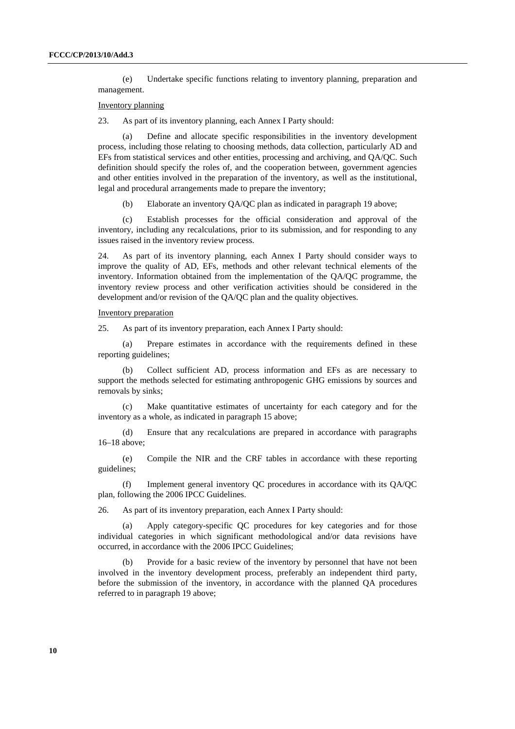(e) Undertake specific functions relating to inventory planning, preparation and management.

Inventory planning

23. As part of its inventory planning, each Annex I Party should:

(a) Define and allocate specific responsibilities in the inventory development process, including those relating to choosing methods, data collection, particularly AD and EFs from statistical services and other entities, processing and archiving, and QA/QC. Such definition should specify the roles of, and the cooperation between, government agencies and other entities involved in the preparation of the inventory, as well as the institutional, legal and procedural arrangements made to prepare the inventory;

(b) Elaborate an inventory QA/QC plan as indicated in paragraph 19 above;

(c) Establish processes for the official consideration and approval of the inventory, including any recalculations, prior to its submission, and for responding to any issues raised in the inventory review process.

24. As part of its inventory planning, each Annex I Party should consider ways to improve the quality of AD, EFs, methods and other relevant technical elements of the inventory. Information obtained from the implementation of the QA/QC programme, the inventory review process and other verification activities should be considered in the development and/or revision of the QA/QC plan and the quality objectives.

Inventory preparation

25. As part of its inventory preparation, each Annex I Party should:

(a) Prepare estimates in accordance with the requirements defined in these reporting guidelines;

(b) Collect sufficient AD, process information and EFs as are necessary to support the methods selected for estimating anthropogenic GHG emissions by sources and removals by sinks;

(c) Make quantitative estimates of uncertainty for each category and for the inventory as a whole, as indicated in paragraph 15 above;

(d) Ensure that any recalculations are prepared in accordance with paragraphs 16–18 above;

(e) Compile the NIR and the CRF tables in accordance with these reporting guidelines;

(f) Implement general inventory QC procedures in accordance with its QA/QC plan, following the 2006 IPCC Guidelines.

26. As part of its inventory preparation, each Annex I Party should:

(a) Apply category-specific QC procedures for key categories and for those individual categories in which significant methodological and/or data revisions have occurred, in accordance with the 2006 IPCC Guidelines;

(b) Provide for a basic review of the inventory by personnel that have not been involved in the inventory development process, preferably an independent third party, before the submission of the inventory, in accordance with the planned QA procedures referred to in paragraph 19 above;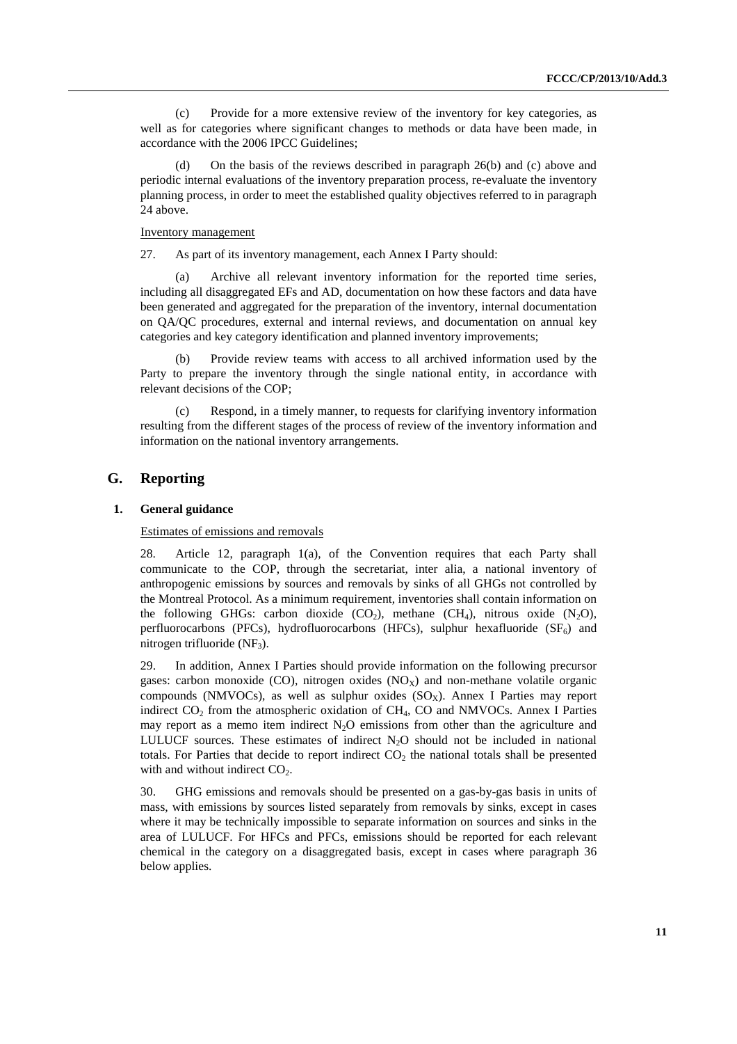(c) Provide for a more extensive review of the inventory for key categories, as well as for categories where significant changes to methods or data have been made, in accordance with the 2006 IPCC Guidelines;

(d) On the basis of the reviews described in paragraph 26(b) and (c) above and periodic internal evaluations of the inventory preparation process, re-evaluate the inventory planning process, in order to meet the established quality objectives referred to in paragraph 24 above.

Inventory management

27. As part of its inventory management, each Annex I Party should:

(a) Archive all relevant inventory information for the reported time series, including all disaggregated EFs and AD, documentation on how these factors and data have been generated and aggregated for the preparation of the inventory, internal documentation on QA/QC procedures, external and internal reviews, and documentation on annual key categories and key category identification and planned inventory improvements;

(b) Provide review teams with access to all archived information used by the Party to prepare the inventory through the single national entity, in accordance with relevant decisions of the COP;

(c) Respond, in a timely manner, to requests for clarifying inventory information resulting from the different stages of the process of review of the inventory information and information on the national inventory arrangements.

## G. Reporting

### 1. General guidance

Estimates of emissions and removals

28. Article 12, paragraph 1(a), of the Convention requires that each Party shall communicate to the COP, through the secretariat, inter alia, a national inventory of anthropogenic emissions by sources and removals by sinks of all GHGs not controlled by the Montreal Protocol. As a minimum requirement, inventories shall contain information on the following GHGs: carbon dioxide ($CO_2$), methane ($CH_4$), nitrous oxide ($N_2O$), perfluorocarbons (PFCs), hydrofluorocarbons (HFCs), sulphur hexafluoride ($SF_6$) and nitrogen trifluoride ($NF_3$).

29. In addition, Annex I Parties should provide information on the following precursor gases: carbon monoxide (CO), nitrogen oxides ($NO_X$) and non-methane volatile organic compounds (NMVOCs), as well as sulphur oxides ($SO_X$). Annex I Parties may report indirect $CO_2$ from the atmospheric oxidation of $CH_4$, CO and NMVOCs. Annex I Parties may report as a memo item indirect $N_2O$ emissions from other than the agriculture and LULUCF sources. These estimates of indirect $N_2O$ should not be included in national totals. For Parties that decide to report indirect $CO_2$ the national totals shall be presented with and without indirect $CO_2$.

30. GHG emissions and removals should be presented on a gas-by-gas basis in units of mass, with emissions by sources listed separately from removals by sinks, except in cases where it may be technically impossible to separate information on sources and sinks in the area of LULUCF. For HFCs and PFCs, emissions should be reported for each relevant chemical in the category on a disaggregated basis, except in cases where paragraph 36 below applies.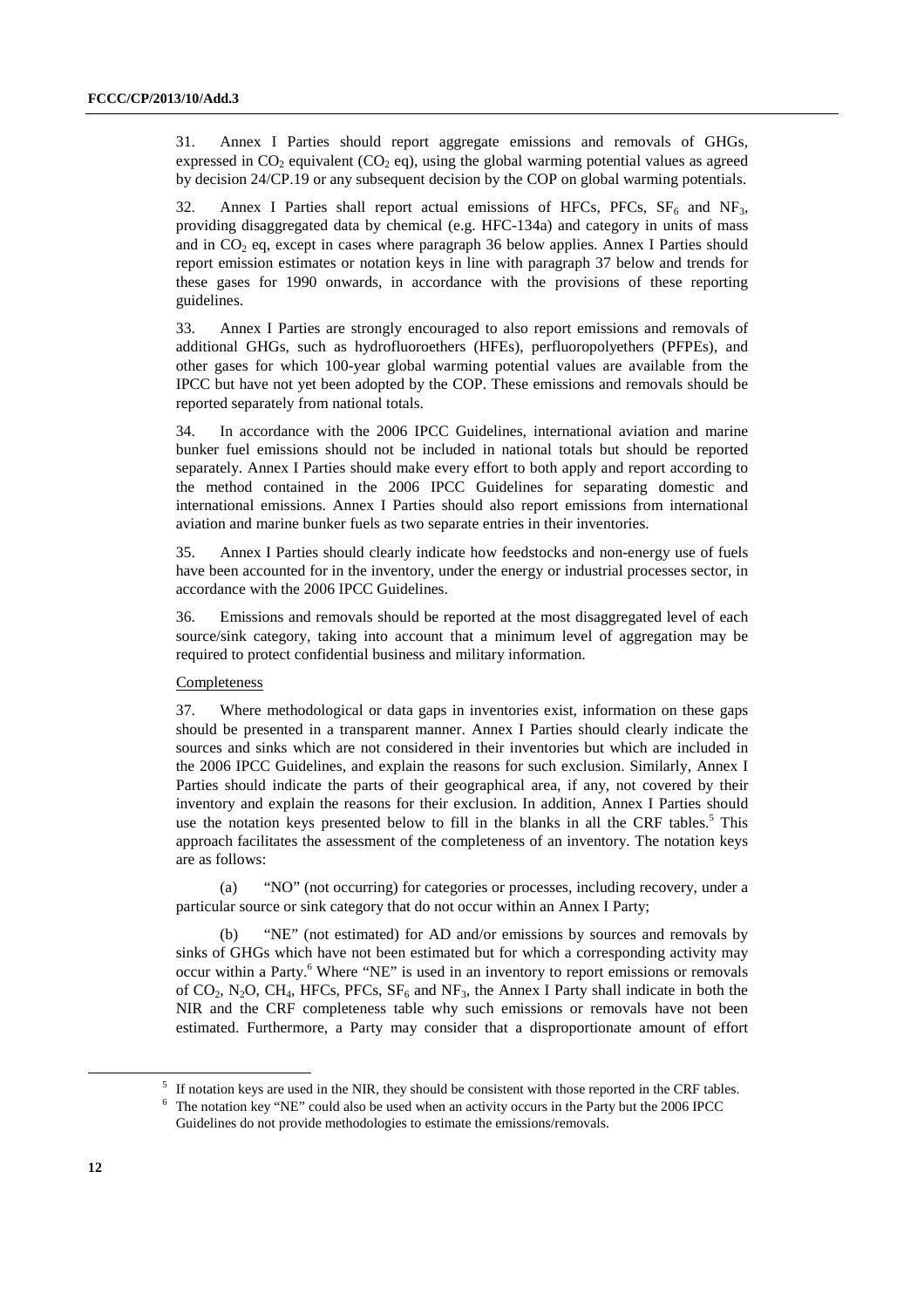31. Annex I Parties should report aggregate emissions and removals of GHGs, expressed in $CO_2$ equivalent ($CO_2$ eq), using the global warming potential values as agreed by decision 24/CP.19 or any subsequent decision by the COP on global warming potentials.

32. Annex I Parties shall report actual emissions of HFCs, PFCs, $SF_6$ and $NF_3$, providing disaggregated data by chemical (e.g. HFC-134a) and category in units of mass and in $CO_2$ eq, except in cases where paragraph 36 below applies. Annex I Parties should report emission estimates or notation keys in line with paragraph 37 below and trends for these gases for 1990 onwards, in accordance with the provisions of these reporting guidelines.

33. Annex I Parties are strongly encouraged to also report emissions and removals of additional GHGs, such as hydrofluoroethers (HFEs), perfluoropolyethers (PFPEs), and other gases for which 100-year global warming potential values are available from the IPCC but have not yet been adopted by the COP. These emissions and removals should be reported separately from national totals.

34. In accordance with the 2006 IPCC Guidelines, international aviation and marine bunker fuel emissions should not be included in national totals but should be reported separately. Annex I Parties should make every effort to both apply and report according to the method contained in the 2006 IPCC Guidelines for separating domestic and international emissions. Annex I Parties should also report emissions from international aviation and marine bunker fuels as two separate entries in their inventories.

35. Annex I Parties should clearly indicate how feedstocks and non-energy use of fuels have been accounted for in the inventory, under the energy or industrial processes sector, in accordance with the 2006 IPCC Guidelines.

36. Emissions and removals should be reported at the most disaggregated level of each source/sink category, taking into account that a minimum level of aggregation may be required to protect confidential business and military information.

Completeness

37. Where methodological or data gaps in inventories exist, information on these gaps should be presented in a transparent manner. Annex I Parties should clearly indicate the sources and sinks which are not considered in their inventories but which are included in the 2006 IPCC Guidelines, and explain the reasons for such exclusion. Similarly, Annex I Parties should indicate the parts of their geographical area, if any, not covered by their inventory and explain the reasons for their exclusion. In addition, Annex I Parties should use the notation keys presented below to fill in the blanks in all the CRF tables.[5] This approach facilitates the assessment of the completeness of an inventory. The notation keys are as follows:

(a) "NO" (not occurring) for categories or processes, including recovery, under a particular source or sink category that do not occur within an Annex I Party;

(b) "NE" (not estimated) for AD and/or emissions by sources and removals by sinks of GHGs which have not been estimated but for which a corresponding activity may occur within a Party.[6] Where "NE" is used in an inventory to report emissions or removals of $CO_2$, $N_2O$, $CH_4$, HFCs, PFCs, $SF_6$ and $NF_3$, the Annex I Party shall indicate in both the NIR and the CRF completeness table why such emissions or removals have not been estimated. Furthermore, a Party may consider that a disproportionate amount of effort

[5] If notation keys are used in the NIR, they should be consistent with those reported in the CRF tables.

[6] The notation key "NE" could also be used when an activity occurs in the Party but the 2006 IPCC Guidelines do not provide methodologies to estimate the emissions/removals.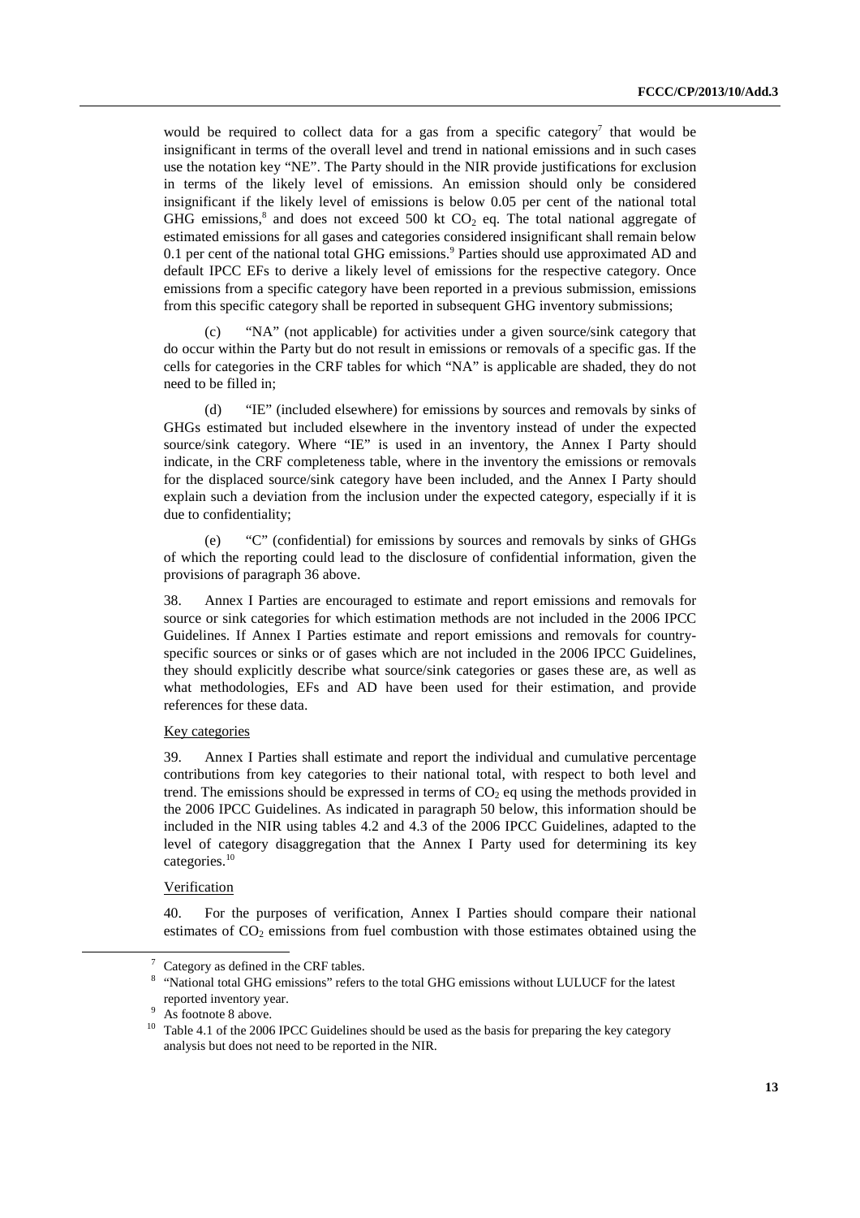would be required to collect data for a gas from a specific category[7] that would be insignificant in terms of the overall level and trend in national emissions and in such cases use the notation key "NE". The Party should in the NIR provide justifications for exclusion in terms of the likely level of emissions. An emission should only be considered insignificant if the likely level of emissions is below 0.05 per cent of the national total GHG emissions,[8] and does not exceed 500 kt $CO_2$ eq. The total national aggregate of estimated emissions for all gases and categories considered insignificant shall remain below 0.1 per cent of the national total GHG emissions.[9] Parties should use approximated AD and default IPCC EFs to derive a likely level of emissions for the respective category. Once emissions from a specific category have been reported in a previous submission, emissions from this specific category shall be reported in subsequent GHG inventory submissions;

(c) "NA" (not applicable) for activities under a given source/sink category that do occur within the Party but do not result in emissions or removals of a specific gas. If the cells for categories in the CRF tables for which "NA" is applicable are shaded, they do not need to be filled in;

(d) "IE" (included elsewhere) for emissions by sources and removals by sinks of GHGs estimated but included elsewhere in the inventory instead of under the expected source/sink category. Where "IE" is used in an inventory, the Annex I Party should indicate, in the CRF completeness table, where in the inventory the emissions or removals for the displaced source/sink category have been included, and the Annex I Party should explain such a deviation from the inclusion under the expected category, especially if it is due to confidentiality;

(e) "C" (confidential) for emissions by sources and removals by sinks of GHGs of which the reporting could lead to the disclosure of confidential information, given the provisions of paragraph 36 above.

38. Annex I Parties are encouraged to estimate and report emissions and removals for source or sink categories for which estimation methods are not included in the 2006 IPCC Guidelines. If Annex I Parties estimate and report emissions and removals for country-specific sources or sinks or of gases which are not included in the 2006 IPCC Guidelines, they should explicitly describe what source/sink categories or gases these are, as well as what methodologies, EFs and AD have been used for their estimation, and provide references for these data.

Key categories

39. Annex I Parties shall estimate and report the individual and cumulative percentage contributions from key categories to their national total, with respect to both level and trend. The emissions should be expressed in terms of $CO_2$ eq using the methods provided in the 2006 IPCC Guidelines. As indicated in paragraph 50 below, this information should be included in the NIR using tables 4.2 and 4.3 of the 2006 IPCC Guidelines, adapted to the level of category disaggregation that the Annex I Party used for determining its key categories.[10]

Verification

40. For the purposes of verification, Annex I Parties should compare their national estimates of $CO_2$ emissions from fuel combustion with those estimates obtained using the

---

[7] Category as defined in the CRF tables.

[8] "National total GHG emissions" refers to the total GHG emissions without LULUCF for the latest reported inventory year.

[9] As footnote 8 above.

[10] Table 4.1 of the 2006 IPCC Guidelines should be used as the basis for preparing the key category analysis but does not need to be reported in the NIR.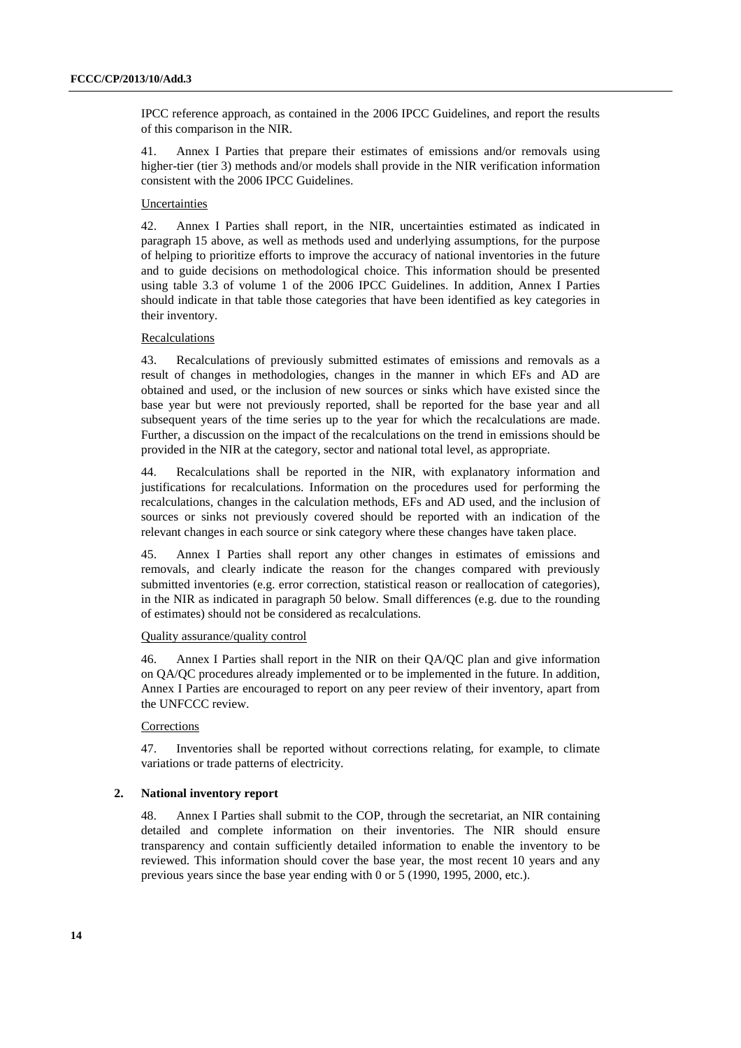IPCC reference approach, as contained in the 2006 IPCC Guidelines, and report the results of this comparison in the NIR.

41. Annex I Parties that prepare their estimates of emissions and/or removals using higher-tier (tier 3) methods and/or models shall provide in the NIR verification information consistent with the 2006 IPCC Guidelines.

Uncertainties

42. Annex I Parties shall report, in the NIR, uncertainties estimated as indicated in paragraph 15 above, as well as methods used and underlying assumptions, for the purpose of helping to prioritize efforts to improve the accuracy of national inventories in the future and to guide decisions on methodological choice. This information should be presented using table 3.3 of volume 1 of the 2006 IPCC Guidelines. In addition, Annex I Parties should indicate in that table those categories that have been identified as key categories in their inventory.

Recalculations

43. Recalculations of previously submitted estimates of emissions and removals as a result of changes in methodologies, changes in the manner in which EFs and AD are obtained and used, or the inclusion of new sources or sinks which have existed since the base year but were not previously reported, shall be reported for the base year and all subsequent years of the time series up to the year for which the recalculations are made. Further, a discussion on the impact of the recalculations on the trend in emissions should be provided in the NIR at the category, sector and national total level, as appropriate.

44. Recalculations shall be reported in the NIR, with explanatory information and justifications for recalculations. Information on the procedures used for performing the recalculations, changes in the calculation methods, EFs and AD used, and the inclusion of sources or sinks not previously covered should be reported with an indication of the relevant changes in each source or sink category where these changes have taken place.

45. Annex I Parties shall report any other changes in estimates of emissions and removals, and clearly indicate the reason for the changes compared with previously submitted inventories (e.g. error correction, statistical reason or reallocation of categories), in the NIR as indicated in paragraph 50 below. Small differences (e.g. due to the rounding of estimates) should not be considered as recalculations.

Quality assurance/quality control

46. Annex I Parties shall report in the NIR on their QA/QC plan and give information on QA/QC procedures already implemented or to be implemented in the future. In addition, Annex I Parties are encouraged to report on any peer review of their inventory, apart from the UNFCCC review.

Corrections

47. Inventories shall be reported without corrections relating, for example, to climate variations or trade patterns of electricity.

### 2. National inventory report

48. Annex I Parties shall submit to the COP, through the secretariat, an NIR containing detailed and complete information on their inventories. The NIR should ensure transparency and contain sufficiently detailed information to enable the inventory to be reviewed. This information should cover the base year, the most recent 10 years and any previous years since the base year ending with 0 or 5 (1990, 1995, 2000, etc.).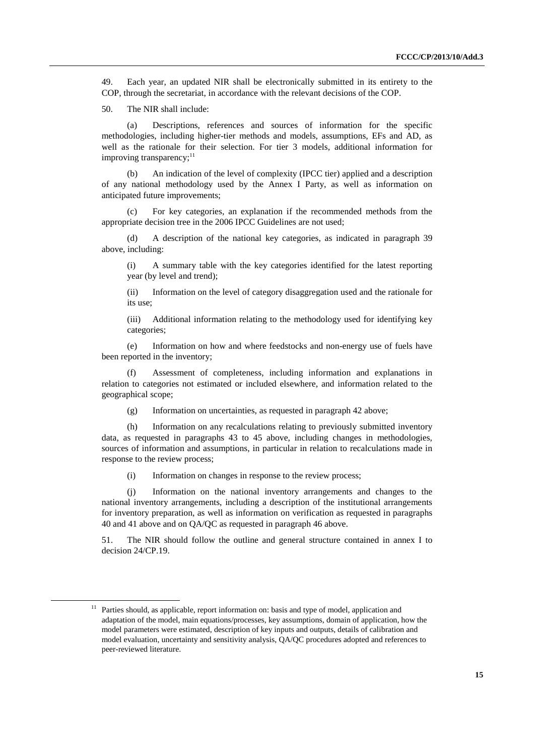49. Each year, an updated NIR shall be electronically submitted in its entirety to the COP, through the secretariat, in accordance with the relevant decisions of the COP.

50. The NIR shall include:

(a) Descriptions, references and sources of information for the specific methodologies, including higher-tier methods and models, assumptions, EFs and AD, as well as the rationale for their selection. For tier 3 models, additional information for improving transparency;[11]

(b) An indication of the level of complexity (IPCC tier) applied and a description of any national methodology used by the Annex I Party, as well as information on anticipated future improvements;

(c) For key categories, an explanation if the recommended methods from the appropriate decision tree in the 2006 IPCC Guidelines are not used;

(d) A description of the national key categories, as indicated in paragraph 39 above, including:

(i) A summary table with the key categories identified for the latest reporting year (by level and trend);

(ii) Information on the level of category disaggregation used and the rationale for its use;

(iii) Additional information relating to the methodology used for identifying key categories;

(e) Information on how and where feedstocks and non-energy use of fuels have been reported in the inventory;

(f) Assessment of completeness, including information and explanations in relation to categories not estimated or included elsewhere, and information related to the geographical scope;

(g) Information on uncertainties, as requested in paragraph 42 above;

(h) Information on any recalculations relating to previously submitted inventory data, as requested in paragraphs 43 to 45 above, including changes in methodologies, sources of information and assumptions, in particular in relation to recalculations made in response to the review process;

(i) Information on changes in response to the review process;

(j) Information on the national inventory arrangements and changes to the national inventory arrangements, including a description of the institutional arrangements for inventory preparation, as well as information on verification as requested in paragraphs 40 and 41 above and on QA/QC as requested in paragraph 46 above.

51. The NIR should follow the outline and general structure contained in annex I to decision 24/CP.19.

[11] Parties should, as applicable, report information on: basis and type of model, application and adaptation of the model, main equations/processes, key assumptions, domain of application, how the model parameters were estimated, description of key inputs and outputs, details of calibration and model evaluation, uncertainty and sensitivity analysis, QA/QC procedures adopted and references to peer-reviewed literature.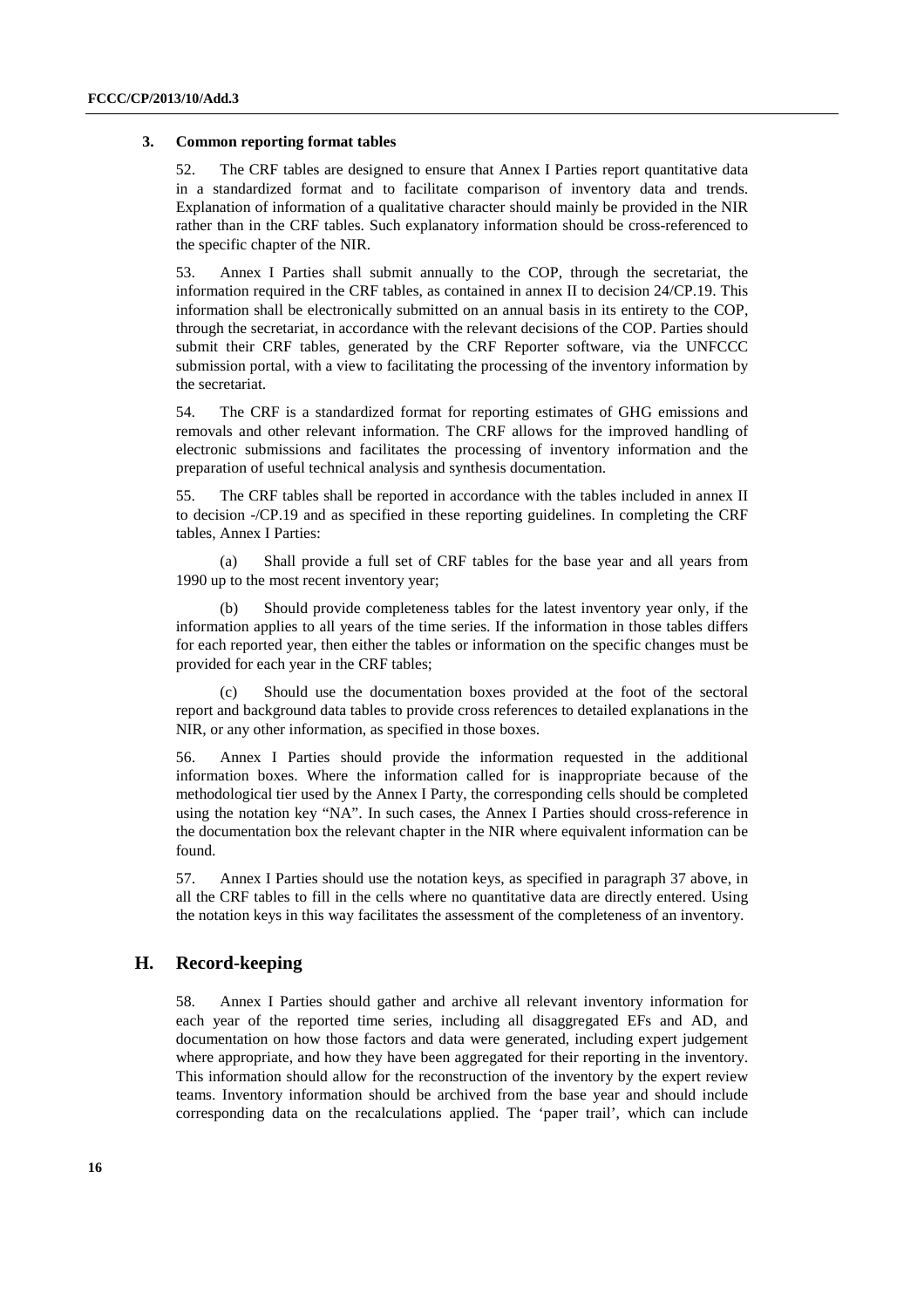### 3. Common reporting format tables

52. The CRF tables are designed to ensure that Annex I Parties report quantitative data in a standardized format and to facilitate comparison of inventory data and trends. Explanation of information of a qualitative character should mainly be provided in the NIR rather than in the CRF tables. Such explanatory information should be cross-referenced to the specific chapter of the NIR.

53. Annex I Parties shall submit annually to the COP, through the secretariat, the information required in the CRF tables, as contained in annex II to decision 24/CP.19. This information shall be electronically submitted on an annual basis in its entirety to the COP, through the secretariat, in accordance with the relevant decisions of the COP. Parties should submit their CRF tables, generated by the CRF Reporter software, via the UNFCCC submission portal, with a view to facilitating the processing of the inventory information by the secretariat.

54. The CRF is a standardized format for reporting estimates of GHG emissions and removals and other relevant information. The CRF allows for the improved handling of electronic submissions and facilitates the processing of inventory information and the preparation of useful technical analysis and synthesis documentation.

55. The CRF tables shall be reported in accordance with the tables included in annex II to decision -/CP.19 and as specified in these reporting guidelines. In completing the CRF tables, Annex I Parties:

(a) Shall provide a full set of CRF tables for the base year and all years from 1990 up to the most recent inventory year;

(b) Should provide completeness tables for the latest inventory year only, if the information applies to all years of the time series. If the information in those tables differs for each reported year, then either the tables or information on the specific changes must be provided for each year in the CRF tables;

(c) Should use the documentation boxes provided at the foot of the sectoral report and background data tables to provide cross references to detailed explanations in the NIR, or any other information, as specified in those boxes.

56. Annex I Parties should provide the information requested in the additional information boxes. Where the information called for is inappropriate because of the methodological tier used by the Annex I Party, the corresponding cells should be completed using the notation key "NA". In such cases, the Annex I Parties should cross-reference in the documentation box the relevant chapter in the NIR where equivalent information can be found.

57. Annex I Parties should use the notation keys, as specified in paragraph 37 above, in all the CRF tables to fill in the cells where no quantitative data are directly entered. Using the notation keys in this way facilitates the assessment of the completeness of an inventory.

## H. Record-keeping

58. Annex I Parties should gather and archive all relevant inventory information for each year of the reported time series, including all disaggregated EFs and AD, and documentation on how those factors and data were generated, including expert judgement where appropriate, and how they have been aggregated for their reporting in the inventory. This information should allow for the reconstruction of the inventory by the expert review teams. Inventory information should be archived from the base year and should include corresponding data on the recalculations applied. The 'paper trail', which can include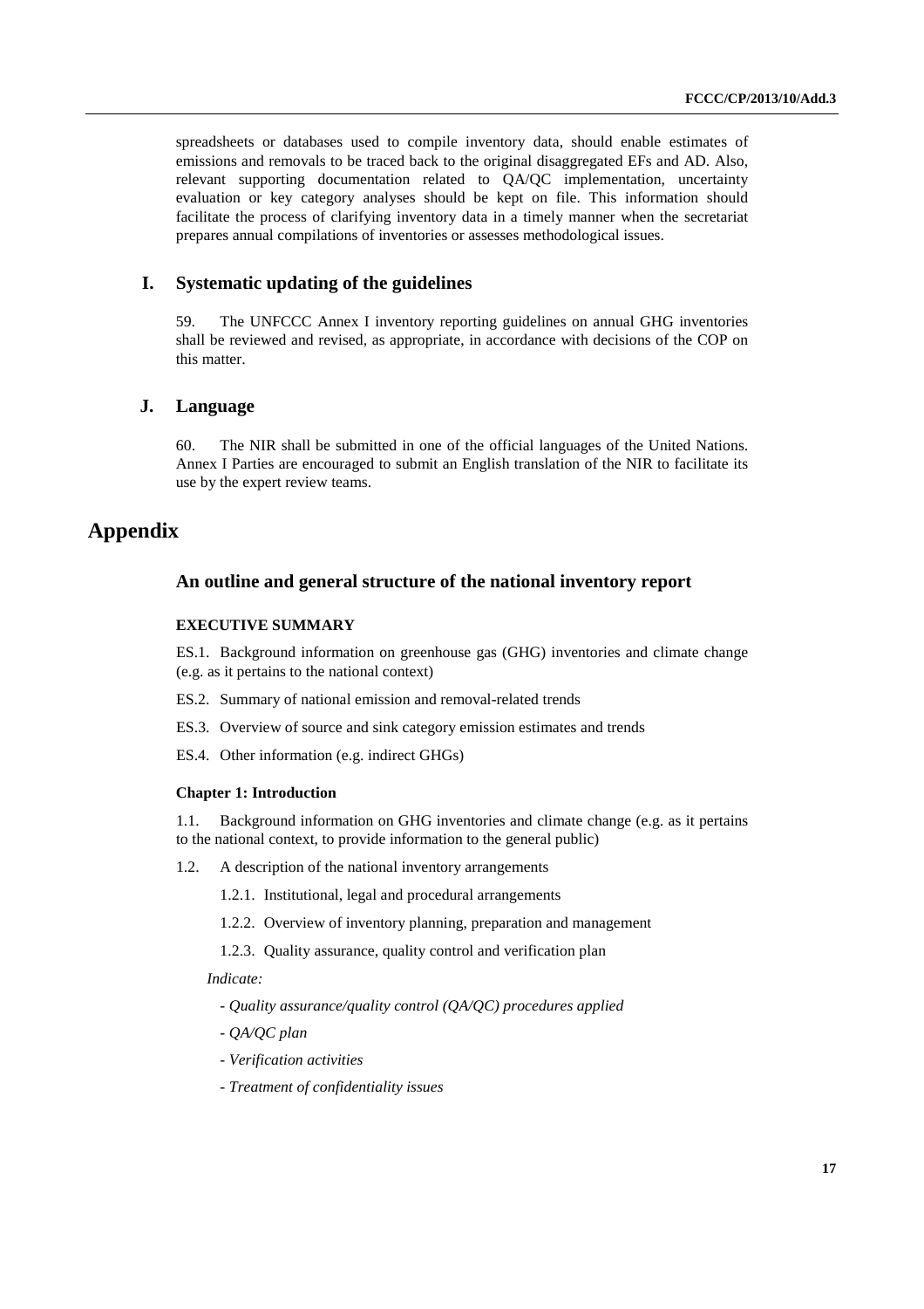spreadsheets or databases used to compile inventory data, should enable estimates of emissions and removals to be traced back to the original disaggregated EFs and AD. Also, relevant supporting documentation related to QA/QC implementation, uncertainty evaluation or key category analyses should be kept on file. This information should facilitate the process of clarifying inventory data in a timely manner when the secretariat prepares annual compilations of inventories or assesses methodological issues.

## I. Systematic updating of the guidelines

59. The UNFCCC Annex I inventory reporting guidelines on annual GHG inventories shall be reviewed and revised, as appropriate, in accordance with decisions of the COP on this matter.

## J. Language

60. The NIR shall be submitted in one of the official languages of the United Nations. Annex I Parties are encouraged to submit an English translation of the NIR to facilitate its use by the expert review teams.

# Appendix

## An outline and general structure of the national inventory report

**EXECUTIVE SUMMARY**

ES.1. Background information on greenhouse gas (GHG) inventories and climate change (e.g. as it pertains to the national context)

ES.2. Summary of national emission and removal-related trends

ES.3. Overview of source and sink category emission estimates and trends

ES.4. Other information (e.g. indirect GHGs)

**Chapter 1: Introduction**

1.1. Background information on GHG inventories and climate change (e.g. as it pertains to the national context, to provide information to the general public)

1.2. A description of the national inventory arrangements

1.2.1. Institutional, legal and procedural arrangements

1.2.2. Overview of inventory planning, preparation and management

1.2.3. Quality assurance, quality control and verification plan

*Indicate:*

- *Quality assurance/quality control (QA/QC) procedures applied*
- *QA/QC plan*
- *Verification activities*
- *Treatment of confidentiality issues*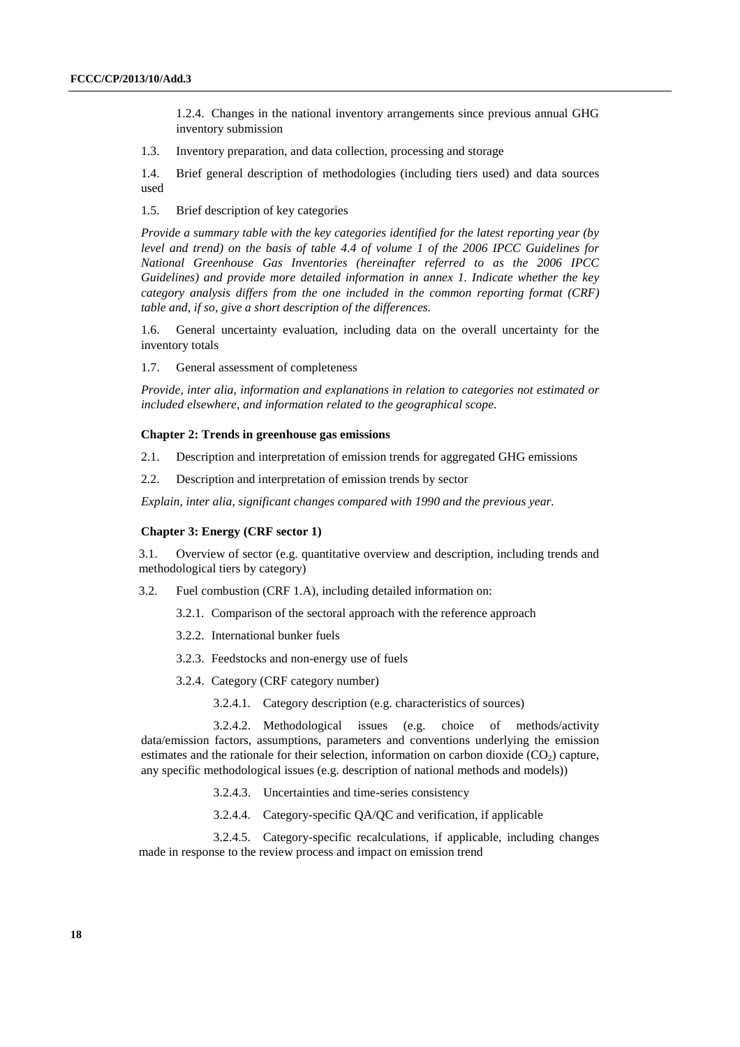1.2.4. Changes in the national inventory arrangements since previous annual GHG inventory submission

1.3. Inventory preparation, and data collection, processing and storage

1.4. Brief general description of methodologies (including tiers used) and data sources used

1.5. Brief description of key categories

*Provide a summary table with the key categories identified for the latest reporting year (by level and trend) on the basis of table 4.4 of volume 1 of the 2006 IPCC Guidelines for National Greenhouse Gas Inventories (hereinafter referred to as the 2006 IPCC Guidelines) and provide more detailed information in annex 1. Indicate whether the key category analysis differs from the one included in the common reporting format (CRF) table and, if so, give a short description of the differences.*

1.6. General uncertainty evaluation, including data on the overall uncertainty for the inventory totals

1.7. General assessment of completeness

*Provide, inter alia, information and explanations in relation to categories not estimated or included elsewhere, and information related to the geographical scope.*

**Chapter 2: Trends in greenhouse gas emissions**

2.1. Description and interpretation of emission trends for aggregated GHG emissions

2.2. Description and interpretation of emission trends by sector

*Explain, inter alia, significant changes compared with 1990 and the previous year.*

**Chapter 3: Energy (CRF sector 1)**

3.1. Overview of sector (e.g. quantitative overview and description, including trends and methodological tiers by category)

3.2. Fuel combustion (CRF 1.A), including detailed information on:

3.2.1. Comparison of the sectoral approach with the reference approach

3.2.2. International bunker fuels

3.2.3. Feedstocks and non-energy use of fuels

3.2.4. Category (CRF category number)

3.2.4.1. Category description (e.g. characteristics of sources)

3.2.4.2. Methodological issues (e.g. choice of methods/activity data/emission factors, assumptions, parameters and conventions underlying the emission estimates and the rationale for their selection, information on carbon dioxide ($CO_2$) capture, any specific methodological issues (e.g. description of national methods and models))

3.2.4.3. Uncertainties and time-series consistency

3.2.4.4. Category-specific QA/QC and verification, if applicable

3.2.4.5. Category-specific recalculations, if applicable, including changes made in response to the review process and impact on emission trend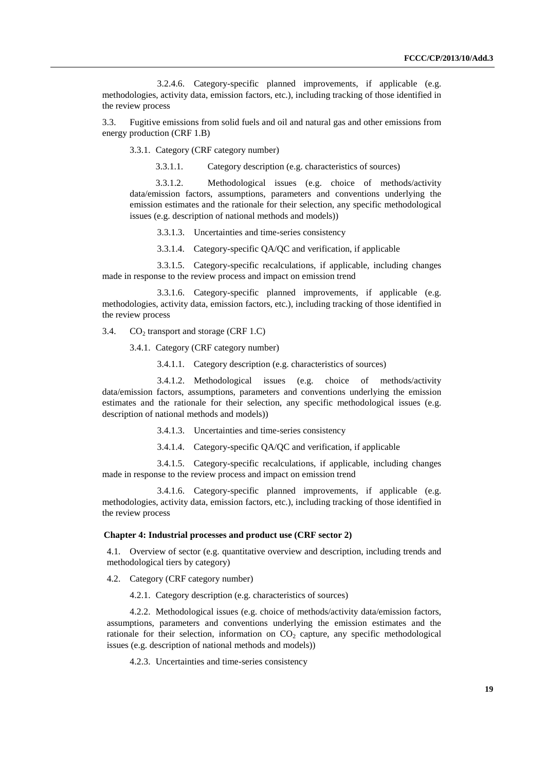3.2.4.6. Category-specific planned improvements, if applicable (e.g. methodologies, activity data, emission factors, etc.), including tracking of those identified in the review process

3.3. Fugitive emissions from solid fuels and oil and natural gas and other emissions from energy production (CRF 1.B)

3.3.1. Category (CRF category number)

3.3.1.1. Category description (e.g. characteristics of sources)

3.3.1.2. Methodological issues (e.g. choice of methods/activity data/emission factors, assumptions, parameters and conventions underlying the emission estimates and the rationale for their selection, any specific methodological issues (e.g. description of national methods and models))

3.3.1.3. Uncertainties and time-series consistency

3.3.1.4. Category-specific QA/QC and verification, if applicable

3.3.1.5. Category-specific recalculations, if applicable, including changes made in response to the review process and impact on emission trend

3.3.1.6. Category-specific planned improvements, if applicable (e.g. methodologies, activity data, emission factors, etc.), including tracking of those identified in the review process

3.4. $CO_2$ transport and storage (CRF 1.C)

3.4.1. Category (CRF category number)

3.4.1.1. Category description (e.g. characteristics of sources)

3.4.1.2. Methodological issues (e.g. choice of methods/activity data/emission factors, assumptions, parameters and conventions underlying the emission estimates and the rationale for their selection, any specific methodological issues (e.g. description of national methods and models))

3.4.1.3. Uncertainties and time-series consistency

3.4.1.4. Category-specific QA/QC and verification, if applicable

3.4.1.5. Category-specific recalculations, if applicable, including changes made in response to the review process and impact on emission trend

3.4.1.6. Category-specific planned improvements, if applicable (e.g. methodologies, activity data, emission factors, etc.), including tracking of those identified in the review process

**Chapter 4: Industrial processes and product use (CRF sector 2)**

4.1. Overview of sector (e.g. quantitative overview and description, including trends and methodological tiers by category)

4.2. Category (CRF category number)

4.2.1. Category description (e.g. characteristics of sources)

4.2.2. Methodological issues (e.g. choice of methods/activity data/emission factors, assumptions, parameters and conventions underlying the emission estimates and the rationale for their selection, information on $CO_2$ capture, any specific methodological issues (e.g. description of national methods and models))

4.2.3. Uncertainties and time-series consistency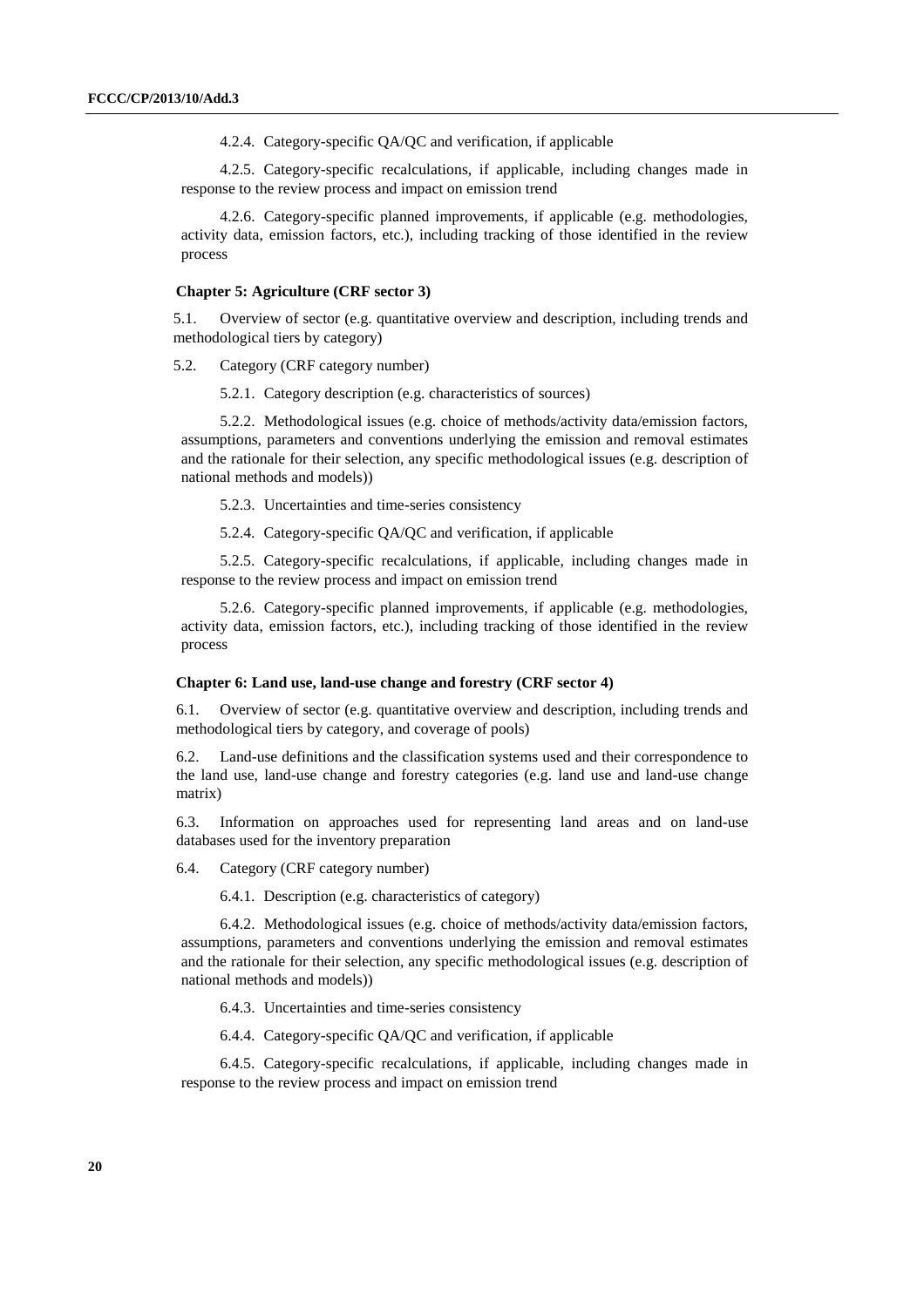4.2.4. Category-specific QA/QC and verification, if applicable

4.2.5. Category-specific recalculations, if applicable, including changes made in response to the review process and impact on emission trend

4.2.6. Category-specific planned improvements, if applicable (e.g. methodologies, activity data, emission factors, etc.), including tracking of those identified in the review process

**Chapter 5: Agriculture (CRF sector 3)**

5.1. Overview of sector (e.g. quantitative overview and description, including trends and methodological tiers by category)

5.2. Category (CRF category number)

5.2.1. Category description (e.g. characteristics of sources)

5.2.2. Methodological issues (e.g. choice of methods/activity data/emission factors, assumptions, parameters and conventions underlying the emission and removal estimates and the rationale for their selection, any specific methodological issues (e.g. description of national methods and models))

5.2.3. Uncertainties and time-series consistency

5.2.4. Category-specific QA/QC and verification, if applicable

5.2.5. Category-specific recalculations, if applicable, including changes made in response to the review process and impact on emission trend

5.2.6. Category-specific planned improvements, if applicable (e.g. methodologies, activity data, emission factors, etc.), including tracking of those identified in the review process

**Chapter 6: Land use, land-use change and forestry (CRF sector 4)**

6.1. Overview of sector (e.g. quantitative overview and description, including trends and methodological tiers by category, and coverage of pools)

6.2. Land-use definitions and the classification systems used and their correspondence to the land use, land-use change and forestry categories (e.g. land use and land-use change matrix)

6.3. Information on approaches used for representing land areas and on land-use databases used for the inventory preparation

6.4. Category (CRF category number)

6.4.1. Description (e.g. characteristics of category)

6.4.2. Methodological issues (e.g. choice of methods/activity data/emission factors, assumptions, parameters and conventions underlying the emission and removal estimates and the rationale for their selection, any specific methodological issues (e.g. description of national methods and models))

6.4.3. Uncertainties and time-series consistency

6.4.4. Category-specific QA/QC and verification, if applicable

6.4.5. Category-specific recalculations, if applicable, including changes made in response to the review process and impact on emission trend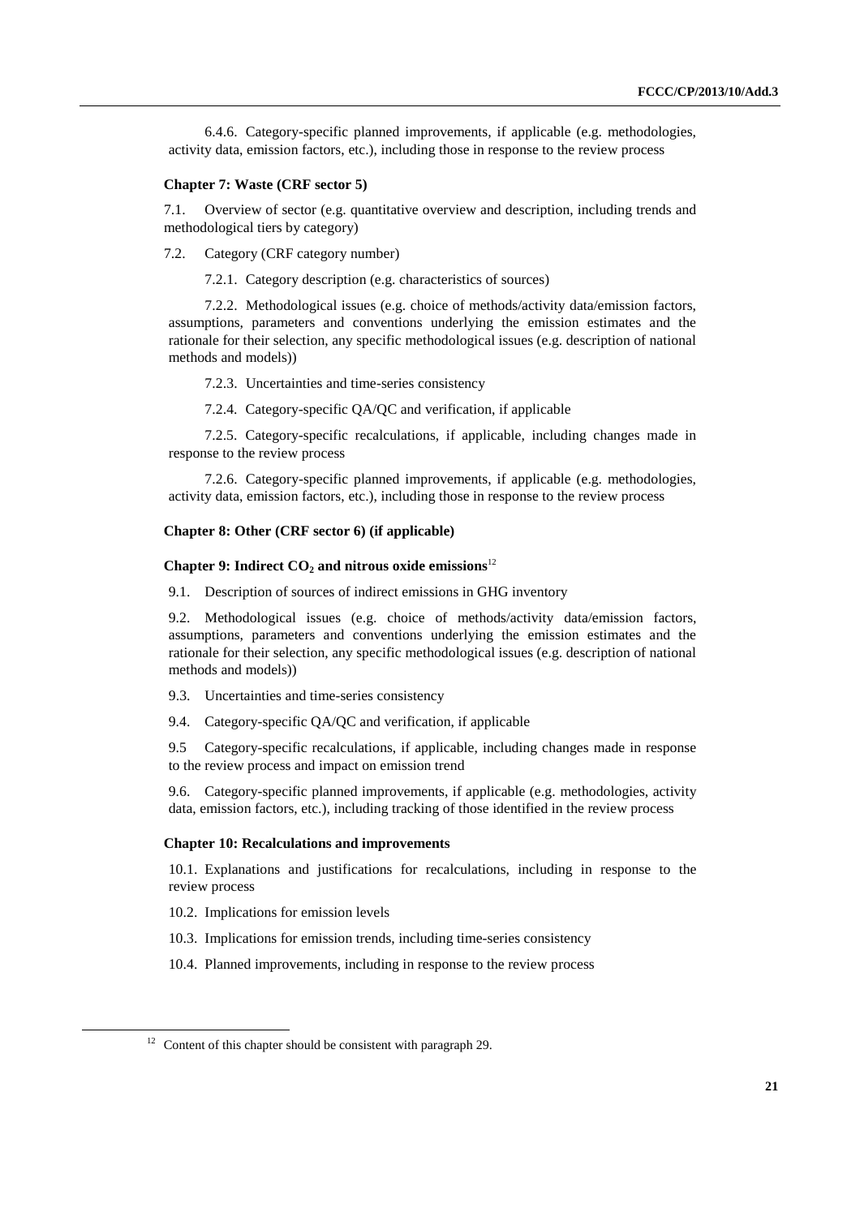6.4.6. Category-specific planned improvements, if applicable (e.g. methodologies, activity data, emission factors, etc.), including those in response to the review process

**Chapter 7: Waste (CRF sector 5)**

7.1. Overview of sector (e.g. quantitative overview and description, including trends and methodological tiers by category)

7.2. Category (CRF category number)

7.2.1. Category description (e.g. characteristics of sources)

7.2.2. Methodological issues (e.g. choice of methods/activity data/emission factors, assumptions, parameters and conventions underlying the emission estimates and the rationale for their selection, any specific methodological issues (e.g. description of national methods and models))

7.2.3. Uncertainties and time-series consistency

7.2.4. Category-specific QA/QC and verification, if applicable

7.2.5. Category-specific recalculations, if applicable, including changes made in response to the review process

7.2.6. Category-specific planned improvements, if applicable (e.g. methodologies, activity data, emission factors, etc.), including those in response to the review process

**Chapter 8: Other (CRF sector 6) (if applicable)**

**Chapter 9: Indirect $CO_2$ and nitrous oxide emissions**[12]

9.1. Description of sources of indirect emissions in GHG inventory

9.2. Methodological issues (e.g. choice of methods/activity data/emission factors, assumptions, parameters and conventions underlying the emission estimates and the rationale for their selection, any specific methodological issues (e.g. description of national methods and models))

9.3. Uncertainties and time-series consistency

9.4. Category-specific QA/QC and verification, if applicable

9.5 Category-specific recalculations, if applicable, including changes made in response to the review process and impact on emission trend

9.6. Category-specific planned improvements, if applicable (e.g. methodologies, activity data, emission factors, etc.), including tracking of those identified in the review process

**Chapter 10: Recalculations and improvements**

10.1. Explanations and justifications for recalculations, including in response to the review process

10.2. Implications for emission levels

10.3. Implications for emission trends, including time-series consistency

10.4. Planned improvements, including in response to the review process

---

[12] Content of this chapter should be consistent with paragraph 29.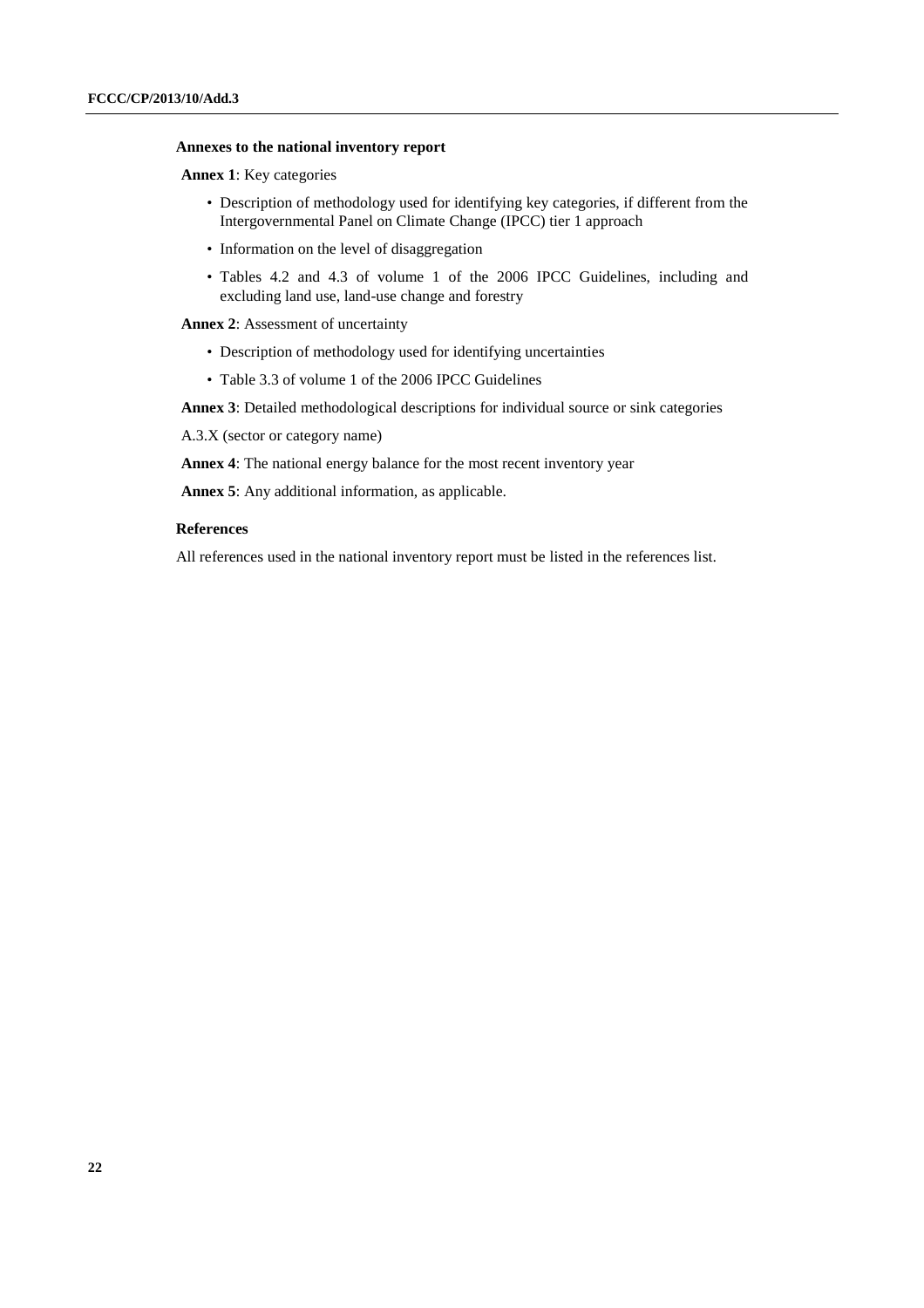**Annexes to the national inventory report**

**Annex 1**: Key categories

- Description of methodology used for identifying key categories, if different from the Intergovernmental Panel on Climate Change (IPCC) tier 1 approach
- Information on the level of disaggregation
- Tables 4.2 and 4.3 of volume 1 of the 2006 IPCC Guidelines, including and excluding land use, land-use change and forestry

**Annex 2**: Assessment of uncertainty

- Description of methodology used for identifying uncertainties
- Table 3.3 of volume 1 of the 2006 IPCC Guidelines

**Annex 3**: Detailed methodological descriptions for individual source or sink categories

A.3.X (sector or category name)

**Annex 4**: The national energy balance for the most recent inventory year

**Annex 5**: Any additional information, as applicable.

**References**

All references used in the national inventory report must be listed in the references list.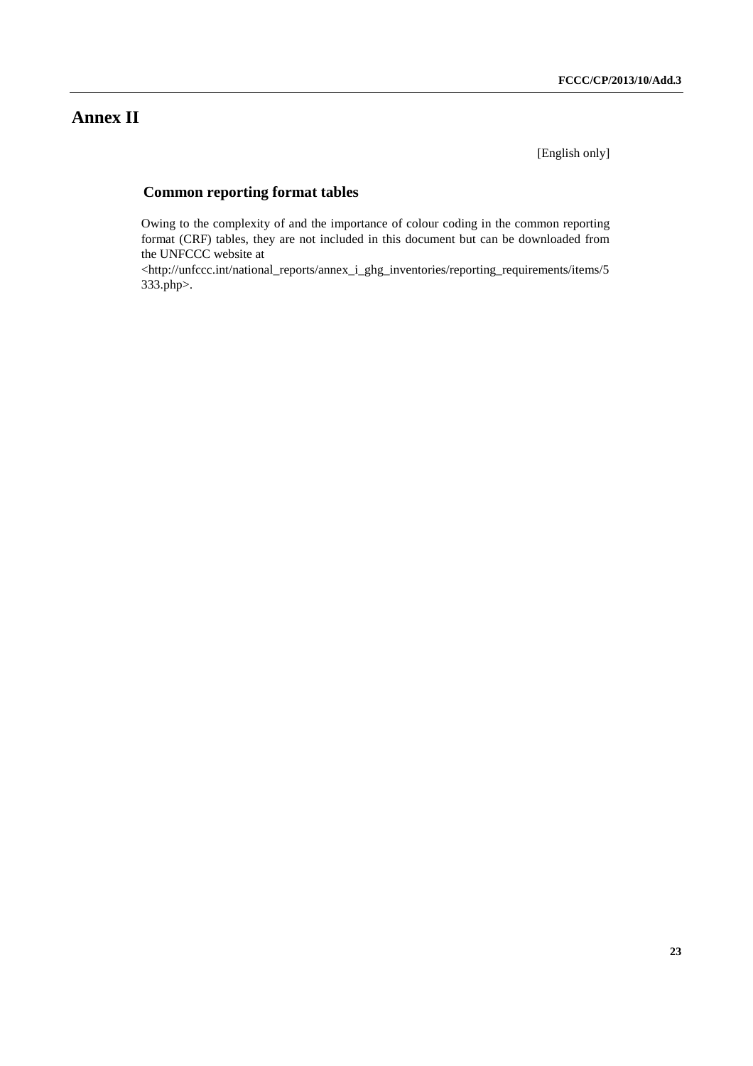# Annex II

[English only]

## Common reporting format tables

Owing to the complexity of and the importance of colour coding in the common reporting format (CRF) tables, they are not included in this document but can be downloaded from the UNFCCC website at <http://unfccc.int/national_reports/annex_i_ghg_inventories/reporting_requirements/items/5333.php>.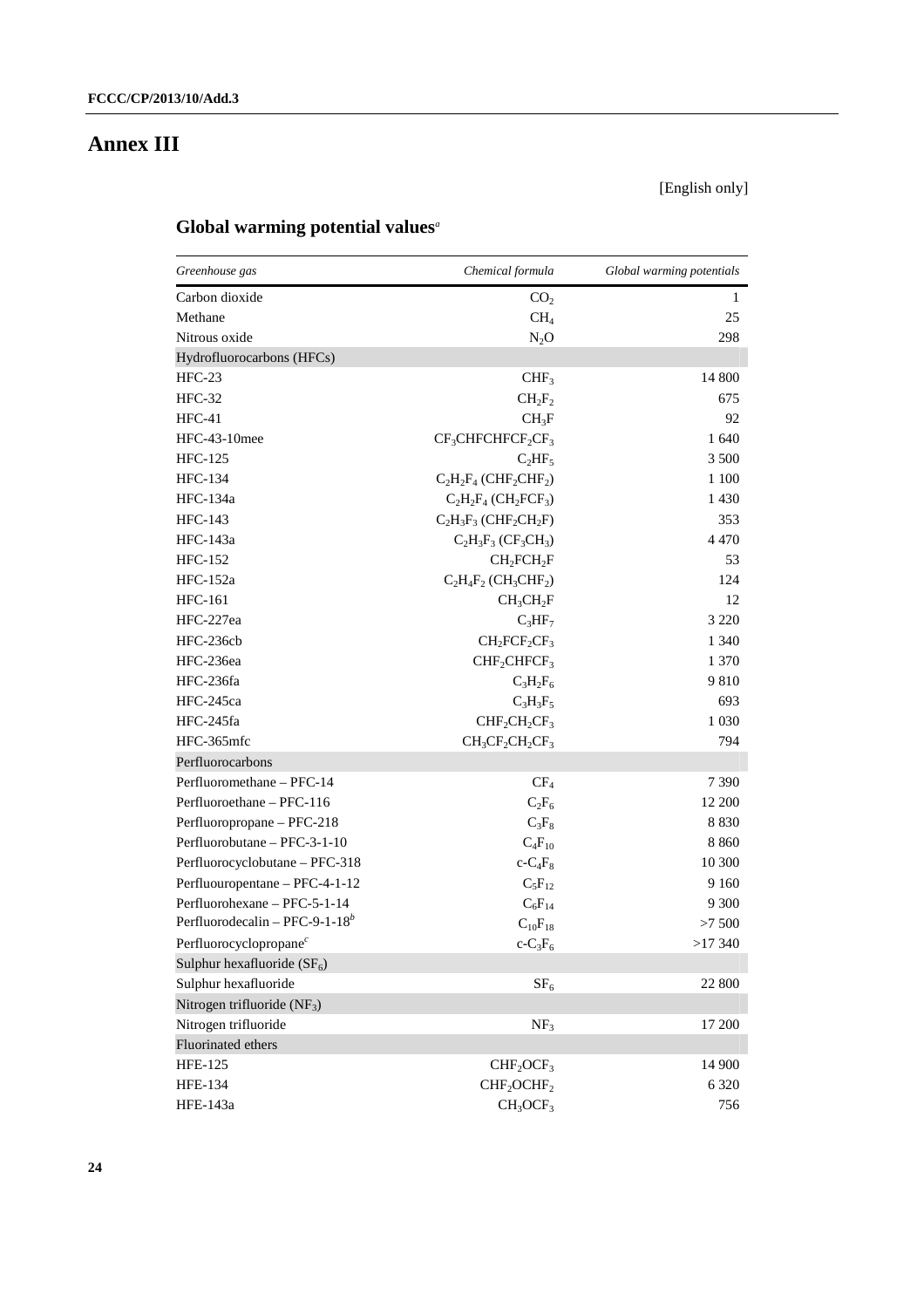# Annex III

[English only]

## Global warming potential values[a]

| *Greenhouse gas* | *Chemical formula* | *Global warming potentials* |
|---|---|---|
| Carbon dioxide | $CO_2$ | 1 |
| Methane | $CH_4$ | 25 |
| Nitrous oxide | $N_2O$ | 298 |
| Hydrofluorocarbons (HFCs) | | |
| HFC-23 | $CHF_3$ | 14 800 |
| HFC-32 | $CH_2F_2$ | 675 |
| HFC-41 | $CH_3F$ | 92 |
| HFC-43-10mee | $CF_3CHFCHFCF_2CF_3$ | 1 640 |
| HFC-125 | $C_2HF_5$ | 3 500 |
| HFC-134 | $C_2H_2F_4$ ($CHF_2CHF_2$) | 1 100 |
| HFC-134a | $C_2H_2F_4$ ($CH_2FCF_3$) | 1 430 |
| HFC-143 | $C_2H_3F_3$ ($CHF_2CH_2F$) | 353 |
| HFC-143a | $C_2H_3F_3$ ($CF_3CH_3$) | 4 470 |
| HFC-152 | $CH_2FCH_2F$ | 53 |
| HFC-152a | $C_2H_4F_2$ ($CH_3CHF_2$) | 124 |
| HFC-161 | $CH_3CH_2F$ | 12 |
| HFC-227ea | $C_3HF_7$ | 3 220 |
| HFC-236cb | $CH_2FCF_2CF_3$ | 1 340 |
| HFC-236ea | $CHF_2CHFCF_3$ | 1 370 |
| HFC-236fa | $C_3H_2F_6$ | 9 810 |
| HFC-245ca | $C_3H_3F_5$ | 693 |
| HFC-245fa | $CHF_2CH_2CF_3$ | 1 030 |
| HFC-365mfc | $CH_3CF_2CH_2CF_3$ | 794 |
| Perfluorocarbons | | |
| Perfluoromethane – PFC-14 | $CF_4$ | 7 390 |
| Perfluoroethane – PFC-116 | $C_2F_6$ | 12 200 |
| Perfluoropropane – PFC-218 | $C_3F_8$ | 8 830 |
| Perfluorobutane – PFC-3-1-10 | $C_4F_{10}$ | 8 860 |
| Perfluorocyclobutane – PFC-318 | c-$C_4F_8$ | 10 300 |
| Perfluouropentane – PFC-4-1-12 | $C_5F_{12}$ | 9 160 |
| Perfluorohexane – PFC-5-1-14 | $C_6F_{14}$ | 9 300 |
| Perfluorodecalin – PFC-9-1-18[b] | $C_{10}F_{18}$ | >7 500 |
| Perfluorocyclopropane[c] | c-$C_3F_6$ | >17 340 |
| Sulphur hexafluoride ($SF_6$) | | |
| Sulphur hexafluoride | $SF_6$ | 22 800 |
| Nitrogen trifluoride ($NF_3$) | | |
| Nitrogen trifluoride | $NF_3$ | 17 200 |
| Fluorinated ethers | | |
| HFE-125 | $CHF_2OCF_3$ | 14 900 |
| HFE-134 | $CHF_2OCHF_2$ | 6 320 |
| HFE-143a | $CH_3OCF_3$ | 756 |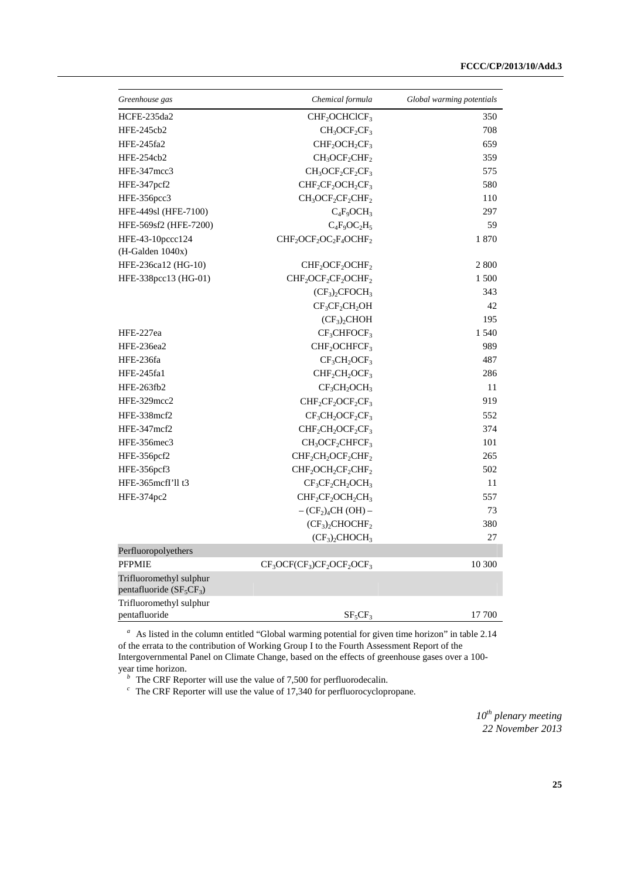| *Greenhouse gas* | *Chemical formula* | *Global warming potentials* |
|---|---|---|
| HCFE-235da2 | $CHF_2OCHClCF_3$ | 350 |
| HFE-245cb2 | $CH_3OCF_2CF_3$ | 708 |
| HFE-245fa2 | $CHF_2OCH_2CF_3$ | 659 |
| HFE-254cb2 | $CH_3OCF_2CHF_2$ | 359 |
| HFE-347mcc3 | $CH_3OCF_2CF_2CF_3$ | 575 |
| HFE-347pcf2 | $CHF_2CF_2OCH_2CF_3$ | 580 |
| HFE-356pcc3 | $CH_3OCF_2CF_2CHF_2$ | 110 |
| HFE-449sl (HFE-7100) | $C_4F_9OCH_3$ | 297 |
| HFE-569sf2 (HFE-7200) | $C_4F_9OC_2H_5$ | 59 |
| HFE-43-10pccc124 (H-Galden 1040x) | $CHF_2OCF_2OC_2F_4OCHF_2$ | 1 870 |
| HFE-236ca12 (HG-10) | $CHF_2OCF_2OCHF_2$ | 2 800 |
| HFE-338pcc13 (HG-01) | $CHF_2OCF_2CF_2OCHF_2$ | 1 500 |
| | $(CF_3)_2CFOCH_3$ | 343 |
| | $CF_3CF_2CH_2OH$ | 42 |
| | $(CF_3)_2CHOH$ | 195 |
| HFE-227ea | $CF_3CHFOCF_3$ | 1 540 |
| HFE-236ea2 | $CHF_2OCHFCF_3$ | 989 |
| HFE-236fa | $CF_3CH_2OCF_3$ | 487 |
| HFE-245fa1 | $CHF_2CH_2OCF_3$ | 286 |
| HFE-263fb2 | $CF_3CH_2OCH_3$ | 11 |
| HFE-329mcc2 | $CHF_2CF_2OCF_2CF_3$ | 919 |
| HFE-338mcf2 | $CF_3CH_2OCF_2CF_3$ | 552 |
| HFE-347mcf2 | $CHF_2CH_2OCF_2CF_3$ | 374 |
| HFE-356mec3 | $CH_3OCF_2CHFCF_3$ | 101 |
| HFE-356pcf2 | $CHF_2CH_2OCF_2CHF_2$ | 265 |
| HFE-356pcf3 | $CHF_2OCH_2CF_2CHF_2$ | 502 |
| HFE-365mcfI'll t3 | $CF_3CF_2CH_2OCH_3$ | 11 |
| HFE-374pc2 | $CHF_2CF_2OCH_2CH_3$ | 557 |
| | $-(CF_2)_4CH(OH)-$ | 73 |
| | $(CF_3)_2CHOCHF_2$ | 380 |
| | $(CF_3)_2CHOCH_3$ | 27 |
| Perfluoropolyethers | | |
| PFPMIE | $CF_3OCF(CF_3)CF_2OCF_2OCF_3$ | 10 300 |
| Trifluoromethyl sulphur pentafluoride ($SF_5CF_3$) | | |
| Trifluoromethyl sulphur pentafluoride | $SF_5CF_3$ | 17 700 |

[a] As listed in the column entitled "Global warming potential for given time horizon" in table 2.14 of the errata to the contribution of Working Group I to the Fourth Assessment Report of the Intergovernmental Panel on Climate Change, based on the effects of greenhouse gases over a 100-year time horizon.

[b] The CRF Reporter will use the value of 7,500 for perfluorodecalin.

[c] The CRF Reporter will use the value of 17,340 for perfluorocyclopropane.

*10th plenary meeting*
*22 November 2013*